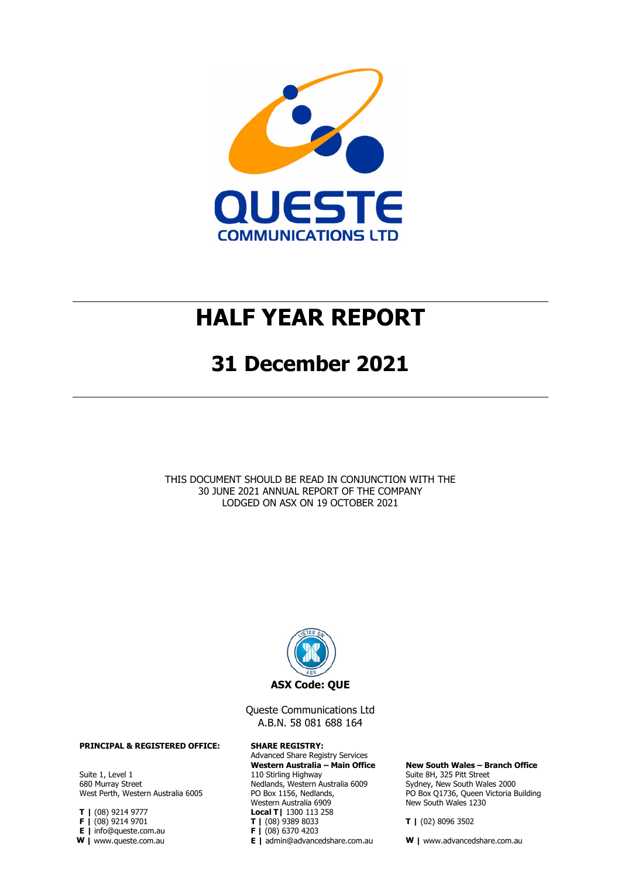QUESTE COMMUNICATIONS LTD

# HALF YEAR REPORT

# 31 December 2021

THIS DOCUMENT SHOULD BE READ IN CONJUNCTION WITH THE 30 JUNE 2021 ANNUAL REPORT OF THE COMPANY LODGED ON ASX ON 19 OCTOBER 2021

**ASX Code: QUE**

Queste Communications Ltd
A.B.N. 58 081 688 164

**PRINCIPAL & REGISTERED OFFICE:**

Suite 1, Level 1
680 Murray Street
West Perth, Western Australia 6005

**T |** (08) 9214 9777
**F |** (08) 9214 9701
**E |** info@queste.com.au
**W |** www.queste.com.au

**SHARE REGISTRY:**
Advanced Share Registry Services

**Western Australia – Main Office**
110 Stirling Highway
Nedlands, Western Australia 6009
PO Box 1156, Nedlands,
Western Australia 6909
**Local T |** 1300 113 258
**T |** (08) 9389 8033
**F |** (08) 6370 4203
**E |** admin@advancedshare.com.au

**New South Wales – Branch Office**
Suite 8H, 325 Pitt Street
Sydney, New South Wales 2000
PO Box Q1736, Queen Victoria Building
New South Wales 1230

**T |** (02) 8096 3502

**W |** www.advancedshare.com.au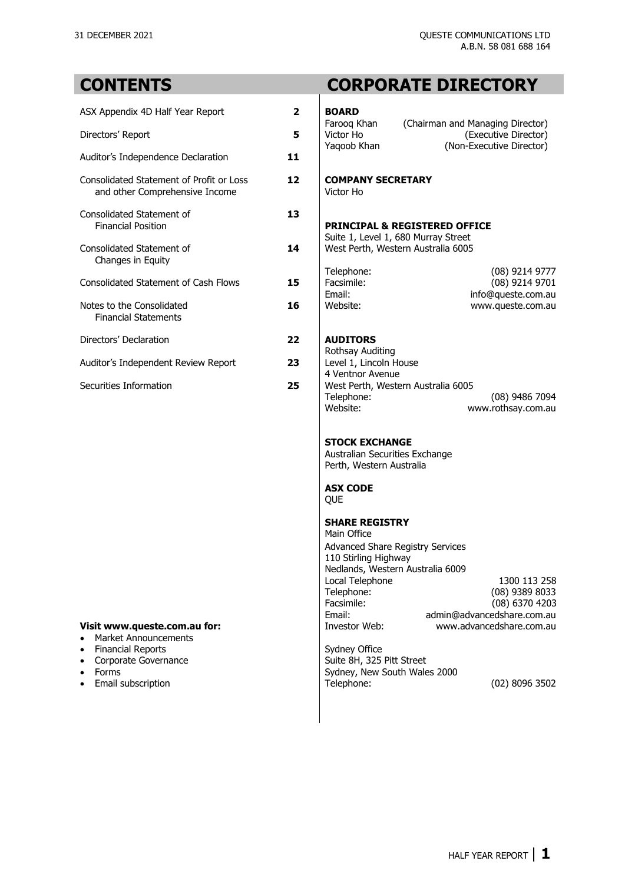# CONTENTS

| | |
|---|---|
| ASX Appendix 4D Half Year Report | **2** |
| Directors' Report | **5** |
| Auditor's Independence Declaration | **11** |
| Consolidated Statement of Profit or Loss and other Comprehensive Income | **12** |
| Consolidated Statement of Financial Position | **13** |
| Consolidated Statement of Changes in Equity | **14** |
| Consolidated Statement of Cash Flows | **15** |
| Notes to the Consolidated Financial Statements | **16** |
| Directors' Declaration | **22** |
| Auditor's Independent Review Report | **23** |
| Securities Information | **25** |

**Visit www.queste.com.au for:**

- Market Announcements
- Financial Reports
- Corporate Governance
- Forms
- Email subscription

# CORPORATE DIRECTORY

**BOARD**

Farooq Khan (Chairman and Managing Director)
Victor Ho (Executive Director)
Yaqoob Khan (Non-Executive Director)

**COMPANY SECRETARY**

Victor Ho

**PRINCIPAL & REGISTERED OFFICE**

Suite 1, Level 1, 680 Murray Street
West Perth, Western Australia 6005

Telephone: (08) 9214 9777
Facsimile: (08) 9214 9701
Email: info@queste.com.au
Website: www.queste.com.au

**AUDITORS**

Rothsay Auditing
Level 1, Lincoln House
4 Ventnor Avenue
West Perth, Western Australia 6005
Telephone: (08) 9486 7094
Website: www.rothsay.com.au

**STOCK EXCHANGE**

Australian Securities Exchange
Perth, Western Australia

**ASX CODE**

QUE

**SHARE REGISTRY**

Main Office

Advanced Share Registry Services
110 Stirling Highway
Nedlands, Western Australia 6009
Local Telephone 1300 113 258
Telephone: (08) 9389 8033
Facsimile: (08) 6370 4203
Email: admin@advancedshare.com.au
Investor Web: www.advancedshare.com.au

Sydney Office
Suite 8H, 325 Pitt Street
Sydney, New South Wales 2000
Telephone: (02) 8096 3502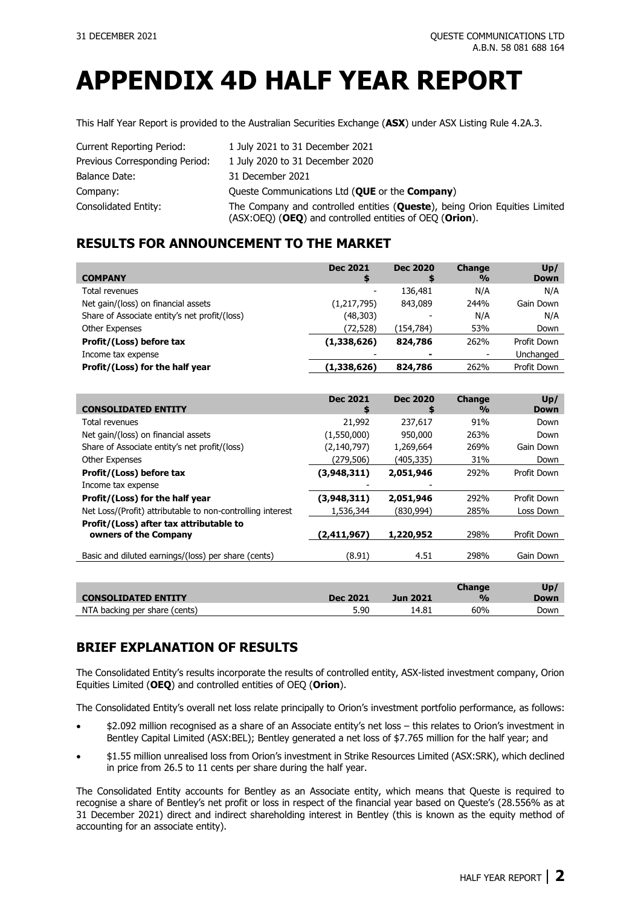# APPENDIX 4D HALF YEAR REPORT

This Half Year Report is provided to the Australian Securities Exchange (**ASX**) under ASX Listing Rule 4.2A.3.

| | |
|---|---|
| Current Reporting Period: | 1 July 2021 to 31 December 2021 |
| Previous Corresponding Period: | 1 July 2020 to 31 December 2020 |
| Balance Date: | 31 December 2021 |
| Company: | Queste Communications Ltd (**QUE** or the **Company**) |
| Consolidated Entity: | The Company and controlled entities (**Queste**), being Orion Equities Limited (ASX:OEQ) (**OEQ**) and controlled entities of OEQ (**Orion**). |

## RESULTS FOR ANNOUNCEMENT TO THE MARKET

| COMPANY | Dec 2021 $ | Dec 2020 $ | Change % | Up/ Down |
|---|---|---|---|---|
| Total revenues | - | 136,481 | N/A | N/A |
| Net gain/(loss) on financial assets | (1,217,795) | 843,089 | 244% | Gain Down |
| Share of Associate entity's net profit/(loss) | (48,303) | - | N/A | N/A |
| Other Expenses | (72,528) | (154,784) | 53% | Down |
| **Profit/(Loss) before tax** | **(1,338,626)** | **824,786** | 262% | Profit Down |
| Income tax expense | - | - | - | Unchanged |
| **Profit/(Loss) for the half year** | **(1,338,626)** | **824,786** | 262% | Profit Down |

| CONSOLIDATED ENTITY | Dec 2021 $ | Dec 2020 $ | Change % | Up/ Down |
|---|---|---|---|---|
| Total revenues | 21,992 | 237,617 | 91% | Down |
| Net gain/(loss) on financial assets | (1,550,000) | 950,000 | 263% | Down |
| Share of Associate entity's net profit/(loss) | (2,140,797) | 1,269,664 | 269% | Gain Down |
| Other Expenses | (279,506) | (405,335) | 31% | Down |
| **Profit/(Loss) before tax** | **(3,948,311)** | **2,051,946** | 292% | Profit Down |
| Income tax expense | - | - | | |
| **Profit/(Loss) for the half year** | **(3,948,311)** | **2,051,946** | 292% | Profit Down |
| Net Loss/(Profit) attributable to non-controlling interest | 1,536,344 | (830,994) | 285% | Loss Down |
| **Profit/(Loss) after tax attributable to owners of the Company** | **(2,411,967)** | **1,220,952** | 298% | Profit Down |
| Basic and diluted earnings/(loss) per share (cents) | (8.91) | 4.51 | 298% | Gain Down |

| CONSOLIDATED ENTITY | Dec 2021 | Jun 2021 | Change % | Up/ Down |
|---|---|---|---|---|
| NTA backing per share (cents) | 5.90 | 14.81 | 60% | Down |

## BRIEF EXPLANATION OF RESULTS

The Consolidated Entity's results incorporate the results of controlled entity, ASX-listed investment company, Orion Equities Limited (**OEQ**) and controlled entities of OEQ (**Orion**).

The Consolidated Entity's overall net loss relate principally to Orion's investment portfolio performance, as follows:

- $2.092 million recognised as a share of an Associate entity's net loss – this relates to Orion's investment in Bentley Capital Limited (ASX:BEL); Bentley generated a net loss of $7.765 million for the half year; and
- $1.55 million unrealised loss from Orion's investment in Strike Resources Limited (ASX:SRK), which declined in price from 26.5 to 11 cents per share during the half year.

The Consolidated Entity accounts for Bentley as an Associate entity, which means that Queste is required to recognise a share of Bentley's net profit or loss in respect of the financial year based on Queste's (28.556% as at 31 December 2021) direct and indirect shareholding interest in Bentley (this is known as the equity method of accounting for an associate entity).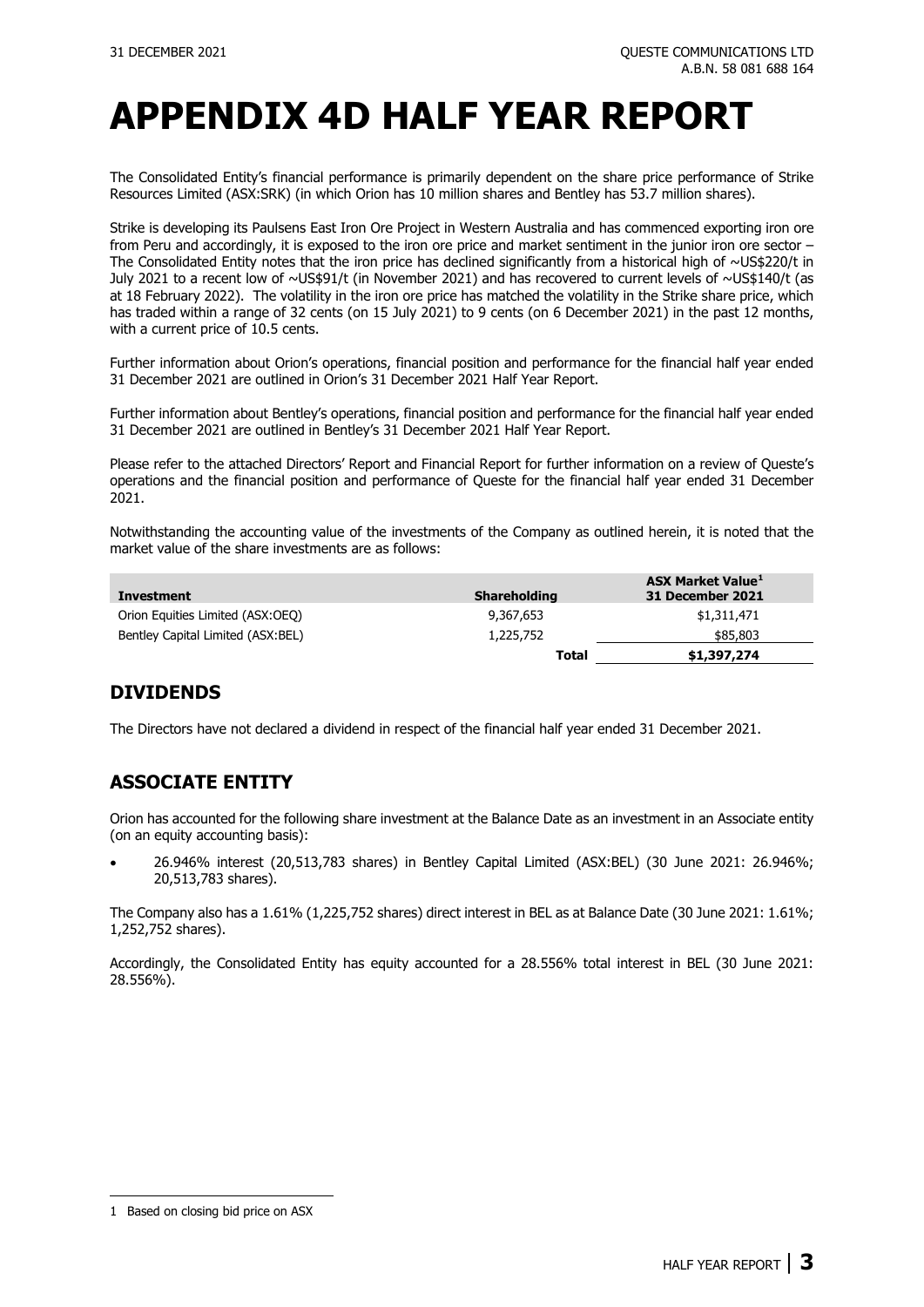# APPENDIX 4D HALF YEAR REPORT

The Consolidated Entity's financial performance is primarily dependent on the share price performance of Strike Resources Limited (ASX:SRK) (in which Orion has 10 million shares and Bentley has 53.7 million shares).

Strike is developing its Paulsens East Iron Ore Project in Western Australia and has commenced exporting iron ore from Peru and accordingly, it is exposed to the iron ore price and market sentiment in the junior iron ore sector – The Consolidated Entity notes that the iron price has declined significantly from a historical high of ~US$220/t in July 2021 to a recent low of ~US$91/t (in November 2021) and has recovered to current levels of ~US$140/t (as at 18 February 2022). The volatility in the iron ore price has matched the volatility in the Strike share price, which has traded within a range of 32 cents (on 15 July 2021) to 9 cents (on 6 December 2021) in the past 12 months, with a current price of 10.5 cents.

Further information about Orion's operations, financial position and performance for the financial half year ended 31 December 2021 are outlined in Orion's 31 December 2021 Half Year Report.

Further information about Bentley's operations, financial position and performance for the financial half year ended 31 December 2021 are outlined in Bentley's 31 December 2021 Half Year Report.

Please refer to the attached Directors' Report and Financial Report for further information on a review of Queste's operations and the financial position and performance of Queste for the financial half year ended 31 December 2021.

Notwithstanding the accounting value of the investments of the Company as outlined herein, it is noted that the market value of the share investments are as follows:

| Investment | Shareholding | ASX Market Value[1] 31 December 2021 |
|---|---|---|
| Orion Equities Limited (ASX:OEQ) | 9,367,653 | $1,311,471 |
| Bentley Capital Limited (ASX:BEL) | 1,225,752 | $85,803 |
| | **Total** | **$1,397,274** |

## DIVIDENDS

The Directors have not declared a dividend in respect of the financial half year ended 31 December 2021.

## ASSOCIATE ENTITY

Orion has accounted for the following share investment at the Balance Date as an investment in an Associate entity (on an equity accounting basis):

- 26.946% interest (20,513,783 shares) in Bentley Capital Limited (ASX:BEL) (30 June 2021: 26.946%; 20,513,783 shares).

The Company also has a 1.61% (1,225,752 shares) direct interest in BEL as at Balance Date (30 June 2021: 1.61%; 1,252,752 shares).

Accordingly, the Consolidated Entity has equity accounted for a 28.556% total interest in BEL (30 June 2021: 28.556%).

1 Based on closing bid price on ASX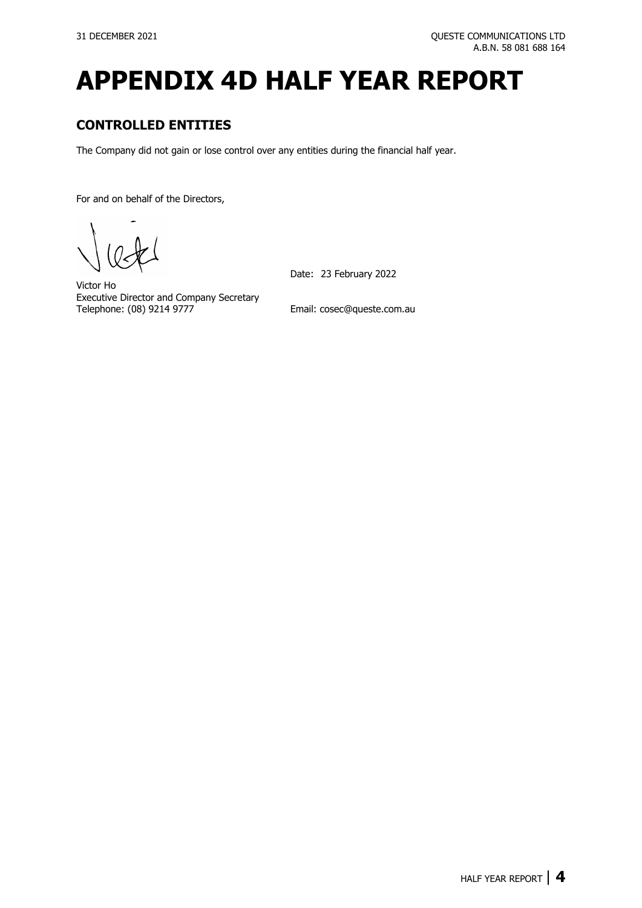# APPENDIX 4D HALF YEAR REPORT

## CONTROLLED ENTITIES

The Company did not gain or lose control over any entities during the financial half year.

For and on behalf of the Directors,

Victor Ho
Executive Director and Company Secretary
Telephone: (08) 9214 9777

Date: 23 February 2022

Email: cosec@queste.com.au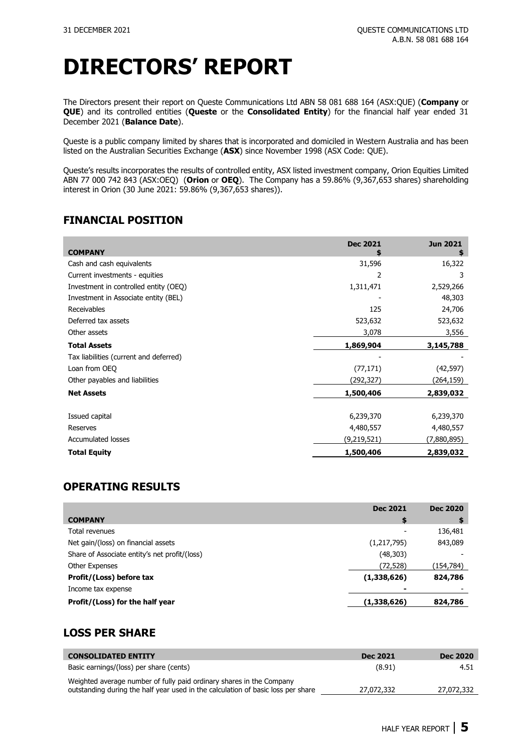# DIRECTORS' REPORT

The Directors present their report on Queste Communications Ltd ABN 58 081 688 164 (ASX:QUE) (**Company** or **QUE**) and its controlled entities (**Queste** or the **Consolidated Entity**) for the financial half year ended 31 December 2021 (**Balance Date**).

Queste is a public company limited by shares that is incorporated and domiciled in Western Australia and has been listed on the Australian Securities Exchange (**ASX**) since November 1998 (ASX Code: QUE).

Queste's results incorporates the results of controlled entity, ASX listed investment company, Orion Equities Limited ABN 77 000 742 843 (ASX:OEQ) (**Orion** or **OEQ**). The Company has a 59.86% (9,367,653 shares) shareholding interest in Orion (30 June 2021: 59.86% (9,367,653 shares)).

## FINANCIAL POSITION

| COMPANY | Dec 2021 $ | Jun 2021 $ |
|---|---|---|
| Cash and cash equivalents | 31,596 | 16,322 |
| Current investments - equities | 2 | 3 |
| Investment in controlled entity (OEQ) | 1,311,471 | 2,529,266 |
| Investment in Associate entity (BEL) | - | 48,303 |
| Receivables | 125 | 24,706 |
| Deferred tax assets | 523,632 | 523,632 |
| Other assets | 3,078 | 3,556 |
| **Total Assets** | **1,869,904** | **3,145,788** |
| Tax liabilities (current and deferred) | - | - |
| Loan from OEQ | (77,171) | (42,597) |
| Other payables and liabilities | (292,327) | (264,159) |
| **Net Assets** | **1,500,406** | **2,839,032** |
| | | |
| Issued capital | 6,239,370 | 6,239,370 |
| Reserves | 4,480,557 | 4,480,557 |
| Accumulated losses | (9,219,521) | (7,880,895) |
| **Total Equity** | **1,500,406** | **2,839,032** |

## OPERATING RESULTS

| COMPANY | Dec 2021 $ | Dec 2020 $ |
|---|---|---|
| Total revenues | - | 136,481 |
| Net gain/(loss) on financial assets | (1,217,795) | 843,089 |
| Share of Associate entity's net profit/(loss) | (48,303) | - |
| Other Expenses | (72,528) | (154,784) |
| **Profit/(Loss) before tax** | **(1,338,626)** | **824,786** |
| Income tax expense | - | - |
| **Profit/(Loss) for the half year** | **(1,338,626)** | **824,786** |

## LOSS PER SHARE

| CONSOLIDATED ENTITY | Dec 2021 | Dec 2020 |
|---|---|---|
| Basic earnings/(loss) per share (cents) | (8.91) | 4.51 |
| Weighted average number of fully paid ordinary shares in the Company outstanding during the half year used in the calculation of basic loss per share | 27,072,332 | 27,072,332 |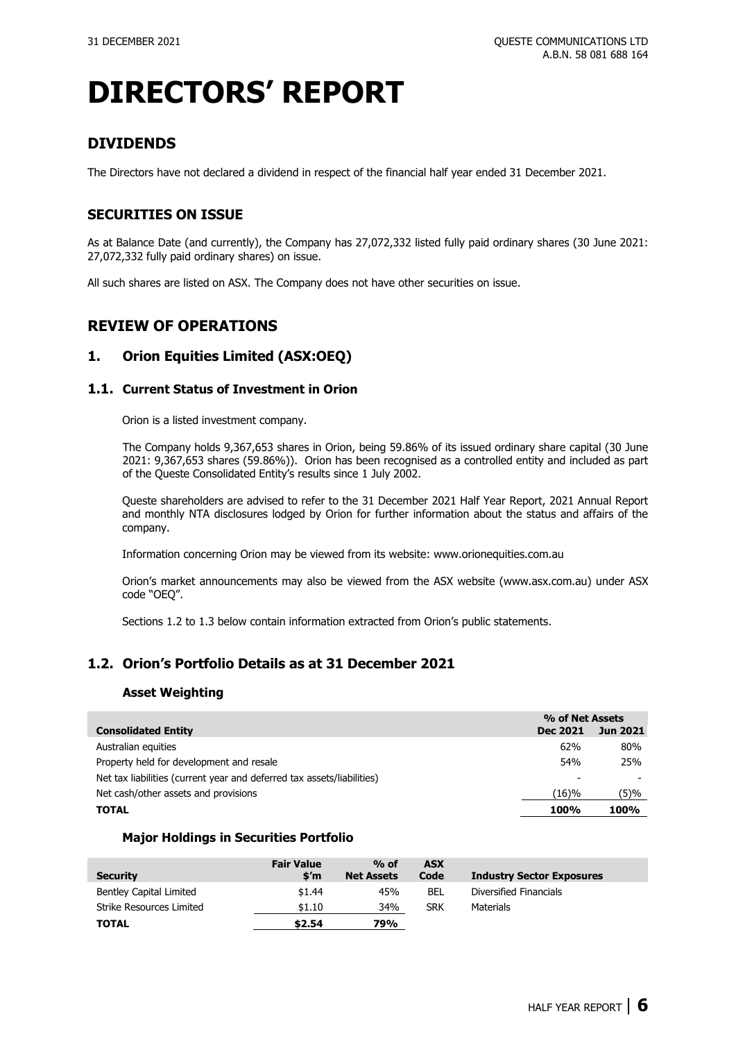# DIRECTORS' REPORT

## DIVIDENDS

The Directors have not declared a dividend in respect of the financial half year ended 31 December 2021.

## SECURITIES ON ISSUE

As at Balance Date (and currently), the Company has 27,072,332 listed fully paid ordinary shares (30 June 2021: 27,072,332 fully paid ordinary shares) on issue.

All such shares are listed on ASX. The Company does not have other securities on issue.

## REVIEW OF OPERATIONS

### 1. Orion Equities Limited (ASX:OEQ)

#### 1.1. Current Status of Investment in Orion

Orion is a listed investment company.

The Company holds 9,367,653 shares in Orion, being 59.86% of its issued ordinary share capital (30 June 2021: 9,367,653 shares (59.86%)). Orion has been recognised as a controlled entity and included as part of the Queste Consolidated Entity's results since 1 July 2002.

Queste shareholders are advised to refer to the 31 December 2021 Half Year Report, 2021 Annual Report and monthly NTA disclosures lodged by Orion for further information about the status and affairs of the company.

Information concerning Orion may be viewed from its website: www.orionequities.com.au

Orion's market announcements may also be viewed from the ASX website (www.asx.com.au) under ASX code "OEQ".

Sections 1.2 to 1.3 below contain information extracted from Orion's public statements.

### 1.2. Orion's Portfolio Details as at 31 December 2021

#### Asset Weighting

| | % of Net Assets | |
|---|---|---|
| **Consolidated Entity** | **Dec 2021** | **Jun 2021** |
| Australian equities | 62% | 80% |
| Property held for development and resale | 54% | 25% |
| Net tax liabilities (current year and deferred tax assets/liabilities) | - | - |
| Net cash/other assets and provisions | (16)% | (5)% |
| **TOTAL** | **100%** | **100%** |

#### Major Holdings in Securities Portfolio

| Security | Fair Value $'m | % of Net Assets | ASX Code | Industry Sector Exposures |
|---|---|---|---|---|
| Bentley Capital Limited | $1.44 | 45% | BEL | Diversified Financials |
| Strike Resources Limited | $1.10 | 34% | SRK | Materials |
| **TOTAL** | **$2.54** | **79%** | | |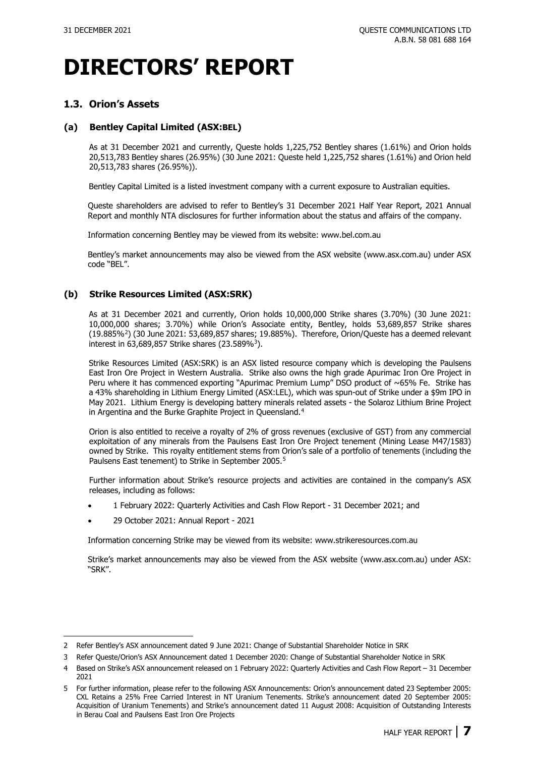# DIRECTORS' REPORT

## 1.3. Orion's Assets

### (a) Bentley Capital Limited (ASX:BEL)

As at 31 December 2021 and currently, Queste holds 1,225,752 Bentley shares (1.61%) and Orion holds 20,513,783 Bentley shares (26.95%) (30 June 2021: Queste held 1,225,752 shares (1.61%) and Orion held 20,513,783 shares (26.95%)).

Bentley Capital Limited is a listed investment company with a current exposure to Australian equities.

Queste shareholders are advised to refer to Bentley's 31 December 2021 Half Year Report, 2021 Annual Report and monthly NTA disclosures for further information about the status and affairs of the company.

Information concerning Bentley may be viewed from its website: www.bel.com.au

Bentley's market announcements may also be viewed from the ASX website (www.asx.com.au) under ASX code "BEL".

### (b) Strike Resources Limited (ASX:SRK)

As at 31 December 2021 and currently, Orion holds 10,000,000 Strike shares (3.70%) (30 June 2021: 10,000,000 shares; 3.70%) while Orion's Associate entity, Bentley, holds 53,689,857 Strike shares (19.885%[2]) (30 June 2021: 53,689,857 shares; 19.885%). Therefore, Orion/Queste has a deemed relevant interest in 63,689,857 Strike shares (23.589%[3]).

Strike Resources Limited (ASX:SRK) is an ASX listed resource company which is developing the Paulsens East Iron Ore Project in Western Australia. Strike also owns the high grade Apurimac Iron Ore Project in Peru where it has commenced exporting "Apurimac Premium Lump" DSO product of ~65% Fe. Strike has a 43% shareholding in Lithium Energy Limited (ASX:LEL), which was spun-out of Strike under a $9m IPO in May 2021. Lithium Energy is developing battery minerals related assets - the Solaroz Lithium Brine Project in Argentina and the Burke Graphite Project in Queensland.[4]

Orion is also entitled to receive a royalty of 2% of gross revenues (exclusive of GST) from any commercial exploitation of any minerals from the Paulsens East Iron Ore Project tenement (Mining Lease M47/1583) owned by Strike. This royalty entitlement stems from Orion's sale of a portfolio of tenements (including the Paulsens East tenement) to Strike in September 2005.[5]

Further information about Strike's resource projects and activities are contained in the company's ASX releases, including as follows:

- 1 February 2022: Quarterly Activities and Cash Flow Report - 31 December 2021; and
- 29 October 2021: Annual Report - 2021

Information concerning Strike may be viewed from its website: www.strikeresources.com.au

Strike's market announcements may also be viewed from the ASX website (www.asx.com.au) under ASX: "SRK".

---

2 Refer Bentley's ASX announcement dated 9 June 2021: Change of Substantial Shareholder Notice in SRK

3 Refer Queste/Orion's ASX Announcement dated 1 December 2020: Change of Substantial Shareholder Notice in SRK

4 Based on Strike's ASX announcement released on 1 February 2022: Quarterly Activities and Cash Flow Report – 31 December 2021

5 For further information, please refer to the following ASX Announcements: Orion's announcement dated 23 September 2005: CXL Retains a 25% Free Carried Interest in NT Uranium Tenements. Strike's announcement dated 20 September 2005: Acquisition of Uranium Tenements) and Strike's announcement dated 11 August 2008: Acquisition of Outstanding Interests in Berau Coal and Paulsens East Iron Ore Projects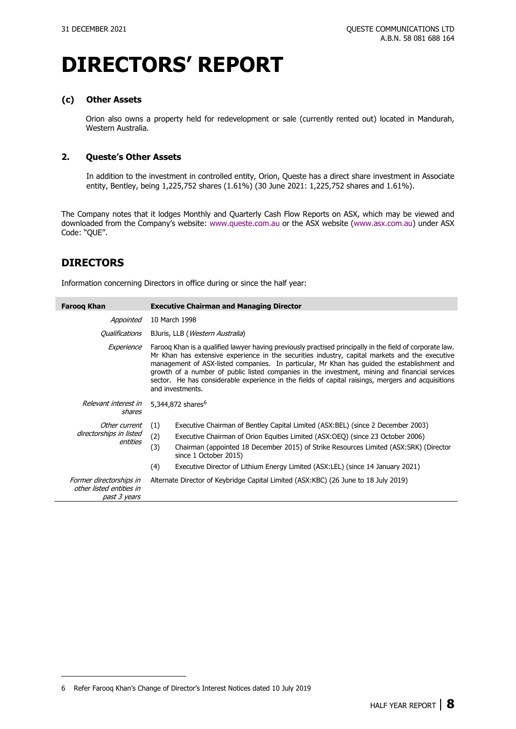# DIRECTORS' REPORT

### (c) Other Assets

Orion also owns a property held for redevelopment or sale (currently rented out) located in Mandurah, Western Australia.

### 2. Queste's Other Assets

In addition to the investment in controlled entity, Orion, Queste has a direct share investment in Associate entity, Bentley, being 1,225,752 shares (1.61%) (30 June 2021: 1,225,752 shares and 1.61%).

The Company notes that it lodges Monthly and Quarterly Cash Flow Reports on ASX, which may be viewed and downloaded from the Company's website: www.queste.com.au or the ASX website (www.asx.com.au) under ASX Code: "QUE".

## DIRECTORS

Information concerning Directors in office during or since the half year:

| **Farooq Khan** | **Executive Chairman and Managing Director** |
|---|---|
| *Appointed* | 10 March 1998 |
| *Qualifications* | BJuris, LLB (*Western Australia*) |
| *Experience* | Farooq Khan is a qualified lawyer having previously practised principally in the field of corporate law. Mr Khan has extensive experience in the securities industry, capital markets and the executive management of ASX-listed companies. In particular, Mr Khan has guided the establishment and growth of a number of public listed companies in the investment, mining and financial services sector. He has considerable experience in the fields of capital raisings, mergers and acquisitions and investments. |
| *Relevant interest in shares* | 5,344,872 shares[6] |
| *Other current directorships in listed entities* | (1) Executive Chairman of Bentley Capital Limited (ASX:BEL) (since 2 December 2003)<br>(2) Executive Chairman of Orion Equities Limited (ASX:OEQ) (since 23 October 2006)<br>(3) Chairman (appointed 18 December 2015) of Strike Resources Limited (ASX:SRK) (Director since 1 October 2015)<br>(4) Executive Director of Lithium Energy Limited (ASX:LEL) (since 14 January 2021) |
| *Former directorships in other listed entities in past 3 years* | Alternate Director of Keybridge Capital Limited (ASX:KBC) (26 June to 18 July 2019) |

6 Refer Farooq Khan's Change of Director's Interest Notices dated 10 July 2019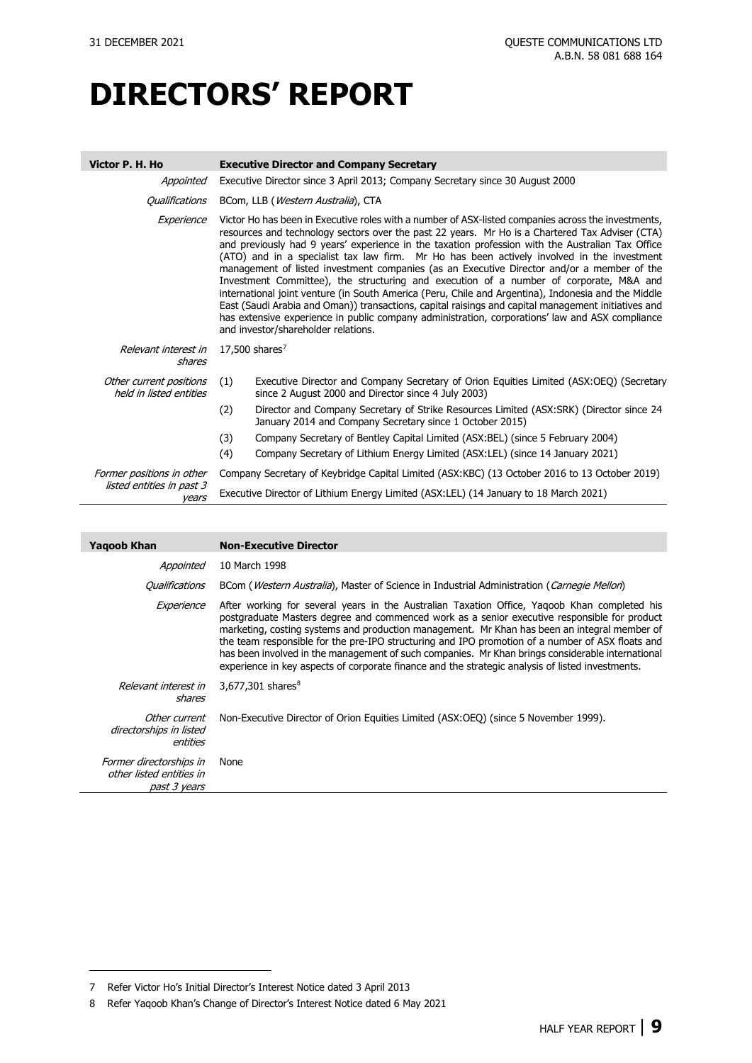# DIRECTORS' REPORT

| **Victor P. H. Ho** | **Executive Director and Company Secretary** |
|---|---|
| *Appointed* | Executive Director since 3 April 2013; Company Secretary since 30 August 2000 |
| *Qualifications* | BCom, LLB (*Western Australia*), CTA |
| *Experience* | Victor Ho has been in Executive roles with a number of ASX-listed companies across the investments, resources and technology sectors over the past 22 years. Mr Ho is a Chartered Tax Adviser (CTA) and previously had 9 years' experience in the taxation profession with the Australian Tax Office (ATO) and in a specialist tax law firm. Mr Ho has been actively involved in the investment management of listed investment companies (as an Executive Director and/or a member of the Investment Committee), the structuring and execution of a number of corporate, M&A and international joint venture (in South America (Peru, Chile and Argentina), Indonesia and the Middle East (Saudi Arabia and Oman)) transactions, capital raisings and capital management initiatives and has extensive experience in public company administration, corporations' law and ASX compliance and investor/shareholder relations. |
| *Relevant interest in shares* | 17,500 shares[7] |
| *Other current positions held in listed entities* | (1) Executive Director and Company Secretary of Orion Equities Limited (ASX:OEQ) (Secretary since 2 August 2000 and Director since 4 July 2003)<br>(2) Director and Company Secretary of Strike Resources Limited (ASX:SRK) (Director since 24 January 2014 and Company Secretary since 1 October 2015)<br>(3) Company Secretary of Bentley Capital Limited (ASX:BEL) (since 5 February 2004)<br>(4) Company Secretary of Lithium Energy Limited (ASX:LEL) (since 14 January 2021) |
| *Former positions in other listed entities in past 3 years* | Company Secretary of Keybridge Capital Limited (ASX:KBC) (13 October 2016 to 13 October 2019)<br>Executive Director of Lithium Energy Limited (ASX:LEL) (14 January to 18 March 2021) |

| **Yaqoob Khan** | **Non-Executive Director** |
|---|---|
| *Appointed* | 10 March 1998 |
| *Qualifications* | BCom (*Western Australia*), Master of Science in Industrial Administration (*Carnegie Mellon*) |
| *Experience* | After working for several years in the Australian Taxation Office, Yaqoob Khan completed his postgraduate Masters degree and commenced work as a senior executive responsible for product marketing, costing systems and production management. Mr Khan has been an integral member of the team responsible for the pre-IPO structuring and IPO promotion of a number of ASX floats and has been involved in the management of such companies. Mr Khan brings considerable international experience in key aspects of corporate finance and the strategic analysis of listed investments. |
| *Relevant interest in shares* | 3,677,301 shares[8] |
| *Other current directorships in listed entities* | Non-Executive Director of Orion Equities Limited (ASX:OEQ) (since 5 November 1999). |
| *Former directorships in other listed entities in past 3 years* | None |

7 Refer Victor Ho's Initial Director's Interest Notice dated 3 April 2013

8 Refer Yaqoob Khan's Change of Director's Interest Notice dated 6 May 2021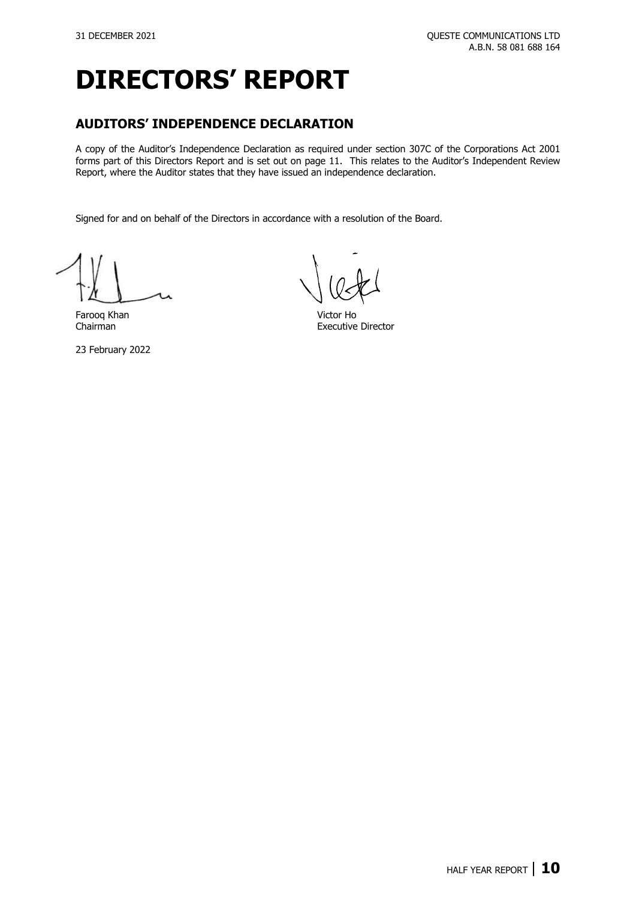# DIRECTORS' REPORT

## AUDITORS' INDEPENDENCE DECLARATION

A copy of the Auditor's Independence Declaration as required under section 307C of the Corporations Act 2001 forms part of this Directors Report and is set out on page 11. This relates to the Auditor's Independent Review Report, where the Auditor states that they have issued an independence declaration.

Signed for and on behalf of the Directors in accordance with a resolution of the Board.

Farooq Khan
Chairman

Victor Ho
Executive Director

23 February 2022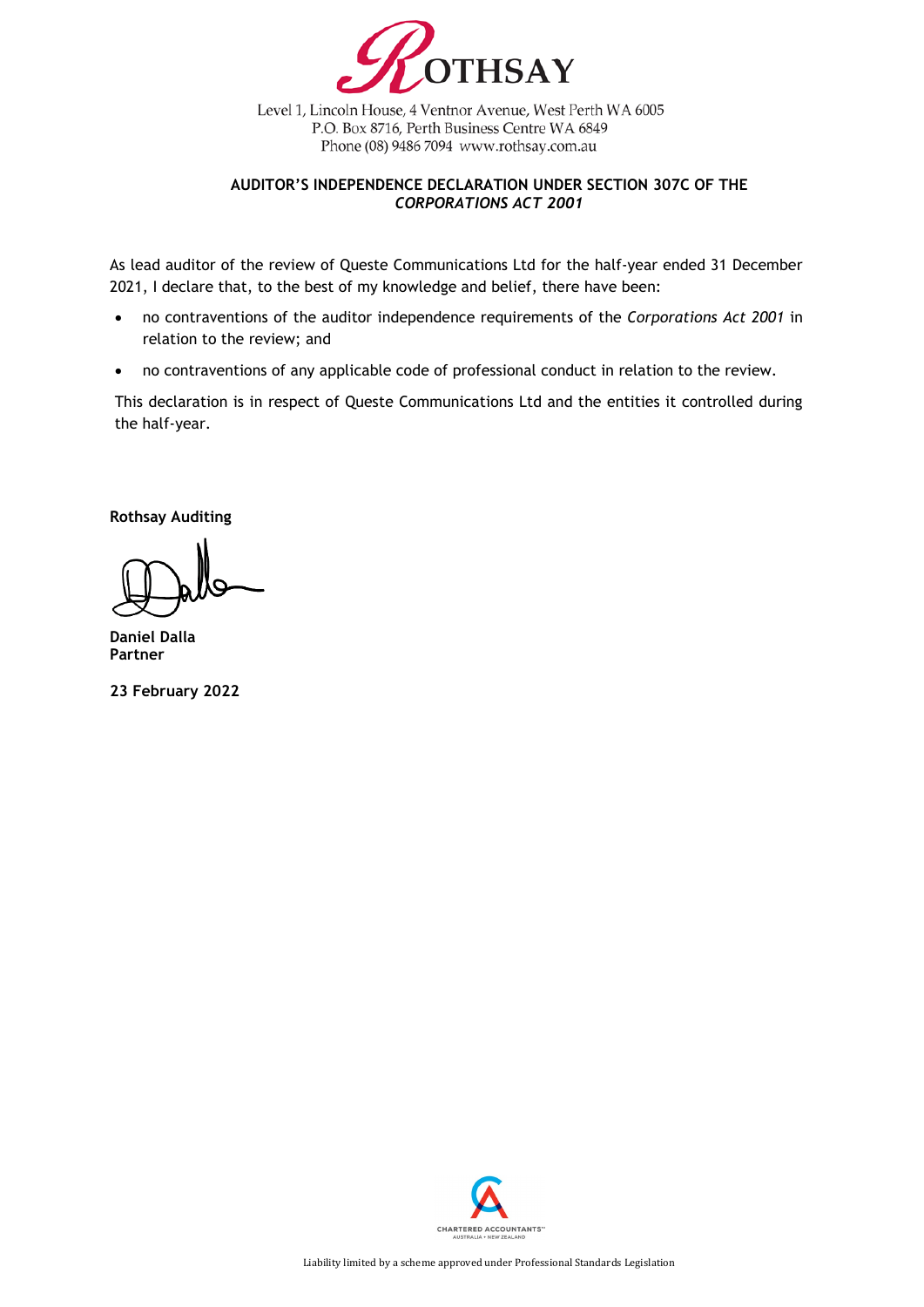ROTHSAY

Level 1, Lincoln House, 4 Ventnor Avenue, West Perth WA 6005
P.O. Box 8716, Perth Business Centre WA 6849
Phone (08) 9486 7094 www.rothsay.com.au

**AUDITOR'S INDEPENDENCE DECLARATION UNDER SECTION 307C OF THE *CORPORATIONS ACT 2001***

As lead auditor of the review of Queste Communications Ltd for the half-year ended 31 December 2021, I declare that, to the best of my knowledge and belief, there have been:

- no contraventions of the auditor independence requirements of the *Corporations Act 2001* in relation to the review; and
- no contraventions of any applicable code of professional conduct in relation to the review.

This declaration is in respect of Queste Communications Ltd and the entities it controlled during the half-year.

**Rothsay Auditing**

**Daniel Dalla**
**Partner**

**23 February 2022**

CHARTERED ACCOUNTANTS AUSTRALIA • NEW ZEALAND

Liability limited by a scheme approved under Professional Standards Legislation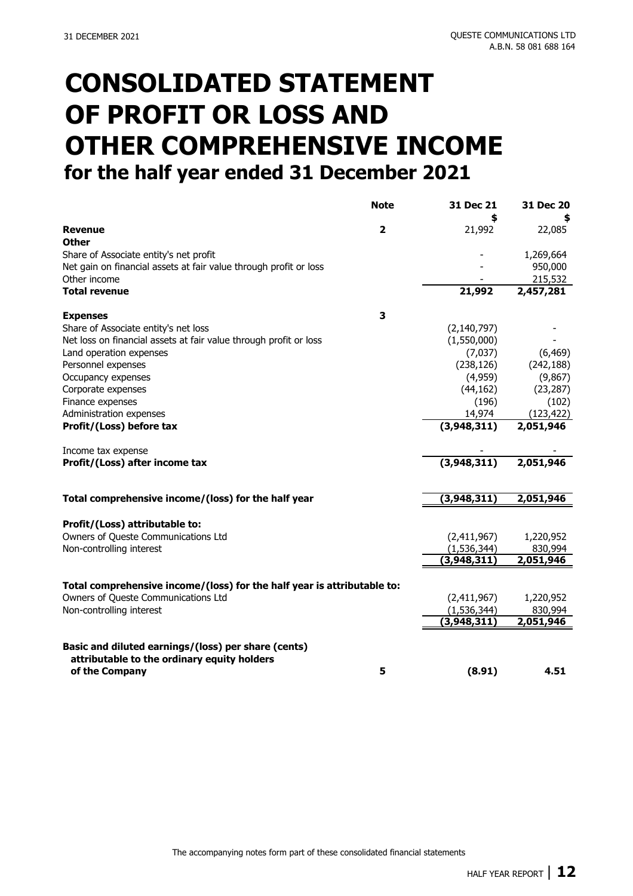# CONSOLIDATED STATEMENT OF PROFIT OR LOSS AND OTHER COMPREHENSIVE INCOME

## for the half year ended 31 December 2021

| | Note | 31 Dec 21 | 31 Dec 20 |
|---|---|---|---|
| | | $ | $ |
| **Revenue** | 2 | 21,992 | 22,085 |
| **Other** | | | |
| Share of Associate entity's net profit | | - | 1,269,664 |
| Net gain on financial assets at fair value through profit or loss | | - | 950,000 |
| Other income | | - | 215,532 |
| **Total revenue** | | **21,992** | **2,457,281** |
| | | | |
| **Expenses** | 3 | | |
| Share of Associate entity's net loss | | (2,140,797) | - |
| Net loss on financial assets at fair value through profit or loss | | (1,550,000) | - |
| Land operation expenses | | (7,037) | (6,469) |
| Personnel expenses | | (238,126) | (242,188) |
| Occupancy expenses | | (4,959) | (9,867) |
| Corporate expenses | | (44,162) | (23,287) |
| Finance expenses | | (196) | (102) |
| Administration expenses | | 14,974 | (123,422) |
| **Profit/(Loss) before tax** | | **(3,948,311)** | **2,051,946** |
| | | | |
| Income tax expense | | - | - |
| **Profit/(Loss) after income tax** | | **(3,948,311)** | **2,051,946** |
| | | | |
| **Total comprehensive income/(loss) for the half year** | | **(3,948,311)** | **2,051,946** |
| | | | |
| **Profit/(Loss) attributable to:** | | | |
| Owners of Queste Communications Ltd | | (2,411,967) | 1,220,952 |
| Non-controlling interest | | (1,536,344) | 830,994 |
| | | **(3,948,311)** | **2,051,946** |
| | | | |
| **Total comprehensive income/(loss) for the half year is attributable to:** | | | |
| Owners of Queste Communications Ltd | | (2,411,967) | 1,220,952 |
| Non-controlling interest | | (1,536,344) | 830,994 |
| | | **(3,948,311)** | **2,051,946** |
| | | | |
| **Basic and diluted earnings/(loss) per share (cents) attributable to the ordinary equity holders of the Company** | 5 | **(8.91)** | **4.51** |

The accompanying notes form part of these consolidated financial statements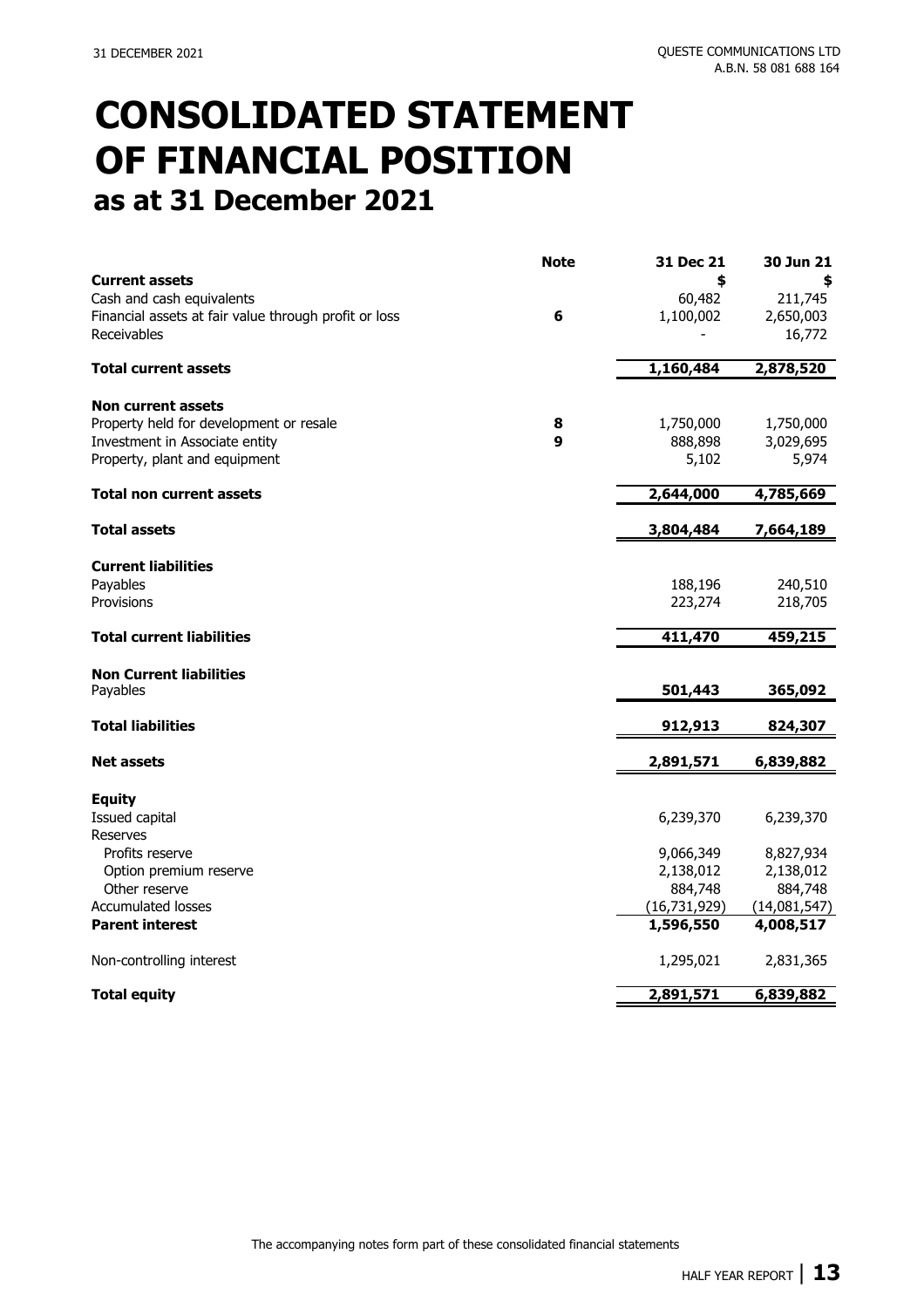# CONSOLIDATED STATEMENT OF FINANCIAL POSITION

## as at 31 December 2021

| | Note | 31 Dec 21 | 30 Jun 21 |
|---|---|---|---|
| **Current assets** | | **$** | **$** |
| Cash and cash equivalents | | 60,482 | 211,745 |
| Financial assets at fair value through profit or loss | 6 | 1,100,002 | 2,650,003 |
| Receivables | | - | 16,772 |
| **Total current assets** | | **1,160,484** | **2,878,520** |
| **Non current assets** | | | |
| Property held for development or resale | 8 | 1,750,000 | 1,750,000 |
| Investment in Associate entity | 9 | 888,898 | 3,029,695 |
| Property, plant and equipment | | 5,102 | 5,974 |
| **Total non current assets** | | **2,644,000** | **4,785,669** |
| **Total assets** | | **3,804,484** | **7,664,189** |
| **Current liabilities** | | | |
| Payables | | 188,196 | 240,510 |
| Provisions | | 223,274 | 218,705 |
| **Total current liabilities** | | **411,470** | **459,215** |
| **Non Current liabilities** | | | |
| Payables | | **501,443** | **365,092** |
| **Total liabilities** | | **912,913** | **824,307** |
| **Net assets** | | **2,891,571** | **6,839,882** |
| **Equity** | | | |
| Issued capital | | 6,239,370 | 6,239,370 |
| Reserves | | | |
| Profits reserve | | 9,066,349 | 8,827,934 |
| Option premium reserve | | 2,138,012 | 2,138,012 |
| Other reserve | | 884,748 | 884,748 |
| Accumulated losses | | (16,731,929) | (14,081,547) |
| **Parent interest** | | **1,596,550** | **4,008,517** |
| Non-controlling interest | | 1,295,021 | 2,831,365 |
| **Total equity** | | **2,891,571** | **6,839,882** |

The accompanying notes form part of these consolidated financial statements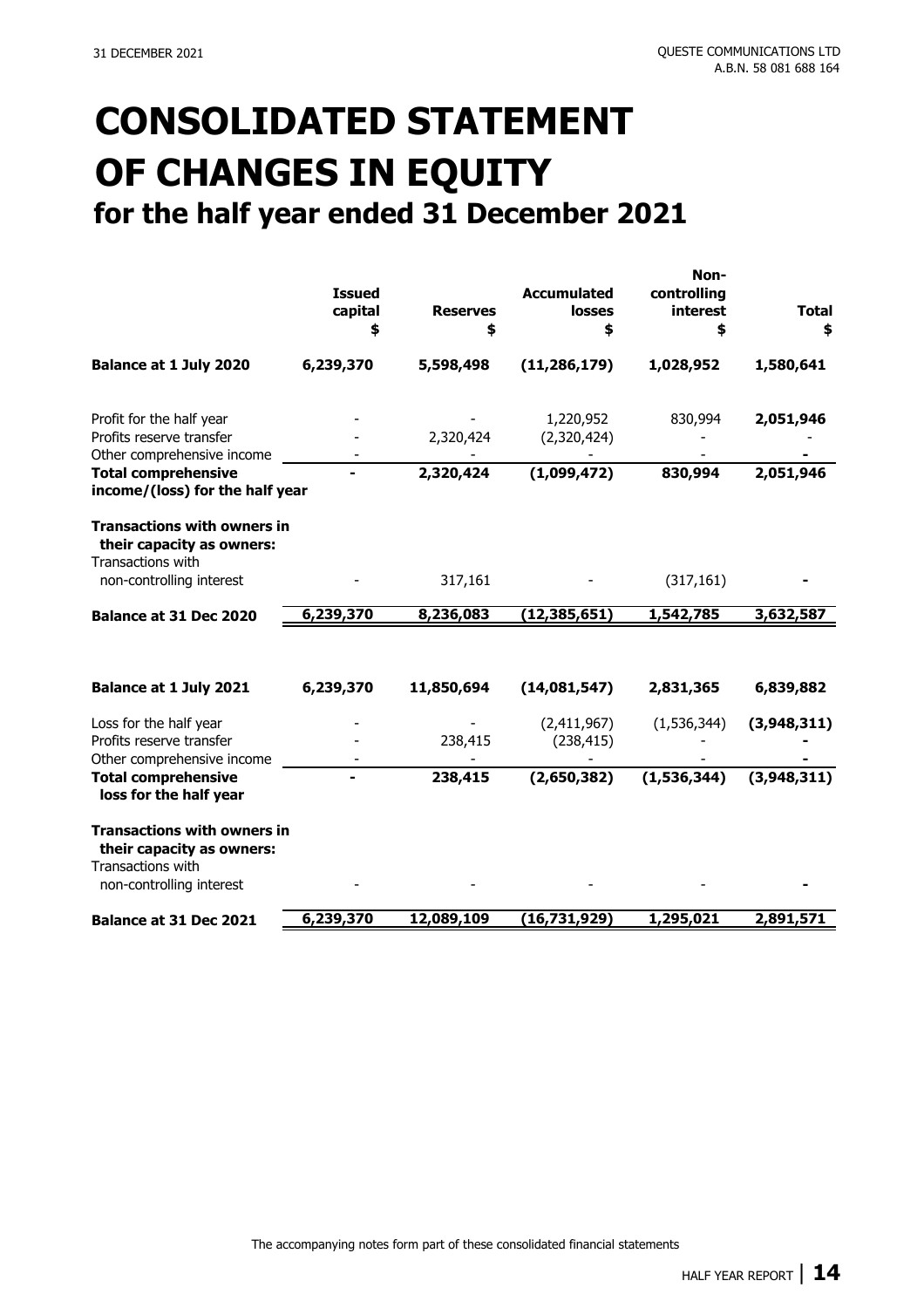# CONSOLIDATED STATEMENT OF CHANGES IN EQUITY

## for the half year ended 31 December 2021

| | Issued capital<br>$ | Reserves<br>$ | Accumulated losses<br>$ | Non-controlling interest<br>$ | Total<br>$ |
|---|---|---|---|---|---|
| **Balance at 1 July 2020** | **6,239,370** | **5,598,498** | **(11,286,179)** | **1,028,952** | **1,580,641** |
| Profit for the half year | - | - | 1,220,952 | 830,994 | **2,051,946** |
| Profits reserve transfer | - | 2,320,424 | (2,320,424) | - | - |
| Other comprehensive income | - | - | - | - | **-** |
| **Total comprehensive income/(loss) for the half year** | **-** | **2,320,424** | **(1,099,472)** | **830,994** | **2,051,946** |
| **Transactions with owners in their capacity as owners:** | | | | | |
| Transactions with non-controlling interest | - | 317,161 | - | (317,161) | **-** |
| **Balance at 31 Dec 2020** | **6,239,370** | **8,236,083** | **(12,385,651)** | **1,542,785** | **3,632,587** |
| | | | | | |
| **Balance at 1 July 2021** | **6,239,370** | **11,850,694** | **(14,081,547)** | **2,831,365** | **6,839,882** |
| Loss for the half year | - | - | (2,411,967) | (1,536,344) | **(3,948,311)** |
| Profits reserve transfer | - | 238,415 | (238,415) | - | **-** |
| Other comprehensive income | - | - | - | - | **-** |
| **Total comprehensive loss for the half year** | **-** | **238,415** | **(2,650,382)** | **(1,536,344)** | **(3,948,311)** |
| **Transactions with owners in their capacity as owners:** | | | | | |
| Transactions with non-controlling interest | - | - | - | - | **-** |
| **Balance at 31 Dec 2021** | **6,239,370** | **12,089,109** | **(16,731,929)** | **1,295,021** | **2,891,571** |

The accompanying notes form part of these consolidated financial statements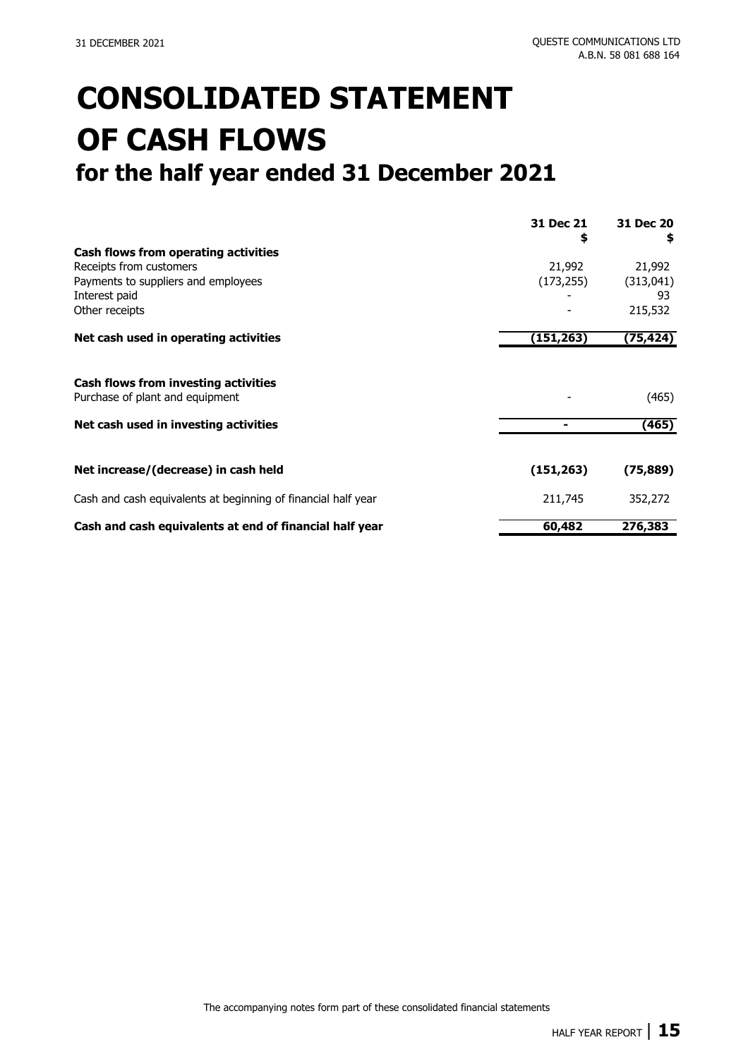# CONSOLIDATED STATEMENT OF CASH FLOWS

## for the half year ended 31 December 2021

| | 31 Dec 21 $ | 31 Dec 20 $ |
|---|---|---|
| **Cash flows from operating activities** | | |
| Receipts from customers | 21,992 | 21,992 |
| Payments to suppliers and employees | (173,255) | (313,041) |
| Interest paid | - | 93 |
| Other receipts | - | 215,532 |
| **Net cash used in operating activities** | **(151,263)** | **(75,424)** |
| | | |
| **Cash flows from investing activities** | | |
| Purchase of plant and equipment | - | (465) |
| **Net cash used in investing activities** | **-** | **(465)** |
| | | |
| **Net increase/(decrease) in cash held** | **(151,263)** | **(75,889)** |
| Cash and cash equivalents at beginning of financial half year | 211,745 | 352,272 |
| **Cash and cash equivalents at end of financial half year** | **60,482** | **276,383** |

The accompanying notes form part of these consolidated financial statements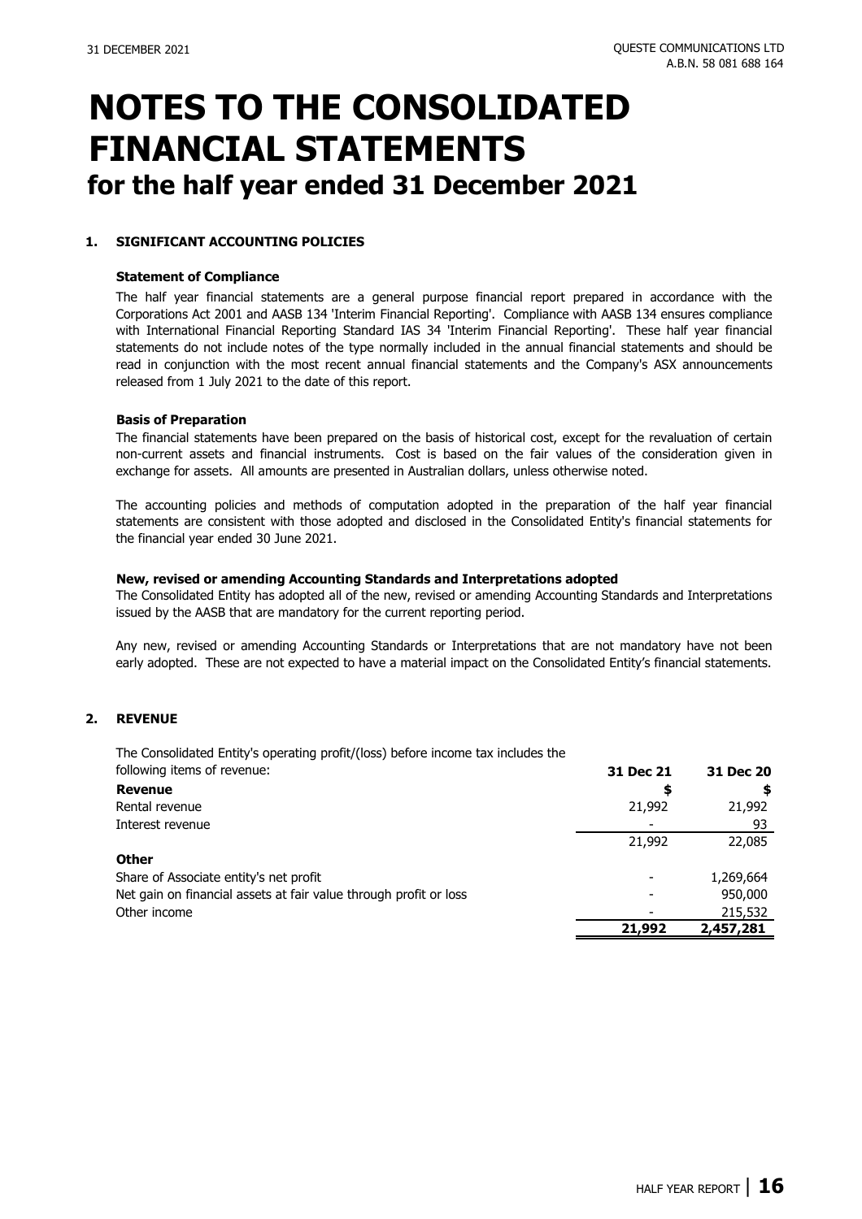# NOTES TO THE CONSOLIDATED FINANCIAL STATEMENTS

## for the half year ended 31 December 2021

### 1. SIGNIFICANT ACCOUNTING POLICIES

**Statement of Compliance**

The half year financial statements are a general purpose financial report prepared in accordance with the Corporations Act 2001 and AASB 134 'Interim Financial Reporting'. Compliance with AASB 134 ensures compliance with International Financial Reporting Standard IAS 34 'Interim Financial Reporting'. These half year financial statements do not include notes of the type normally included in the annual financial statements and should be read in conjunction with the most recent annual financial statements and the Company's ASX announcements released from 1 July 2021 to the date of this report.

**Basis of Preparation**

The financial statements have been prepared on the basis of historical cost, except for the revaluation of certain non-current assets and financial instruments. Cost is based on the fair values of the consideration given in exchange for assets. All amounts are presented in Australian dollars, unless otherwise noted.

The accounting policies and methods of computation adopted in the preparation of the half year financial statements are consistent with those adopted and disclosed in the Consolidated Entity's financial statements for the financial year ended 30 June 2021.

**New, revised or amending Accounting Standards and Interpretations adopted**

The Consolidated Entity has adopted all of the new, revised or amending Accounting Standards and Interpretations issued by the AASB that are mandatory for the current reporting period.

Any new, revised or amending Accounting Standards or Interpretations that are not mandatory have not been early adopted. These are not expected to have a material impact on the Consolidated Entity's financial statements.

### 2. REVENUE

| The Consolidated Entity's operating profit/(loss) before income tax includes the following items of revenue: | 31 Dec 21 | 31 Dec 20 |
|---|---|---|
| **Revenue** | **$** | **$** |
| Rental revenue | 21,992 | 21,992 |
| Interest revenue | - | 93 |
| | 21,992 | 22,085 |
| **Other** | | |
| Share of Associate entity's net profit | - | 1,269,664 |
| Net gain on financial assets at fair value through profit or loss | - | 950,000 |
| Other income | - | 215,532 |
| | **21,992** | **2,457,281** |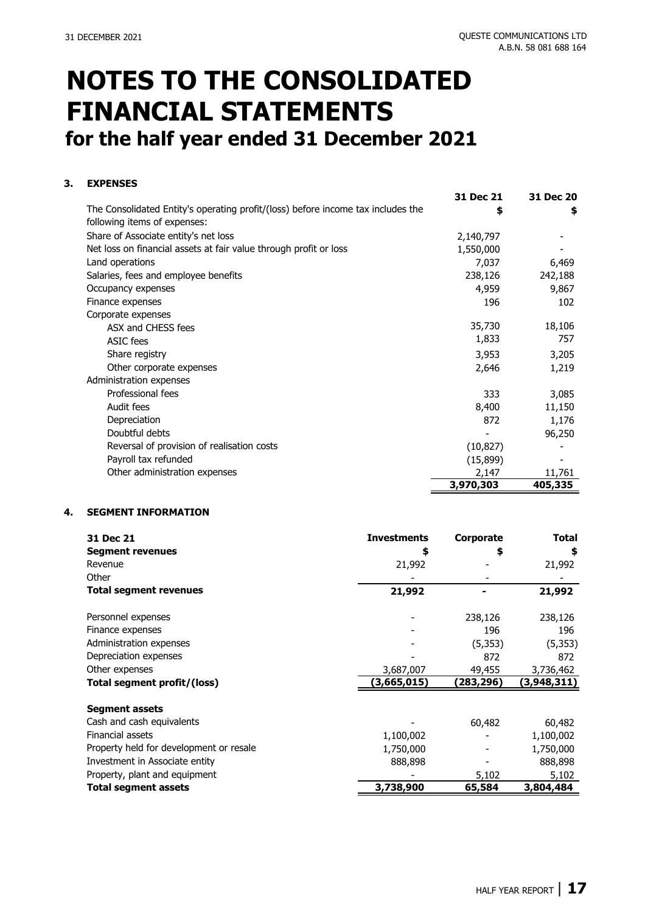# NOTES TO THE CONSOLIDATED FINANCIAL STATEMENTS
## for the half year ended 31 December 2021

### 3. EXPENSES

| | 31 Dec 21 | 31 Dec 20 |
|---|---|---|
| The Consolidated Entity's operating profit/(loss) before income tax includes the following items of expenses: | $ | $ |
| Share of Associate entity's net loss | 2,140,797 | - |
| Net loss on financial assets at fair value through profit or loss | 1,550,000 | - |
| Land operations | 7,037 | 6,469 |
| Salaries, fees and employee benefits | 238,126 | 242,188 |
| Occupancy expenses | 4,959 | 9,867 |
| Finance expenses | 196 | 102 |
| Corporate expenses | | |
| ASX and CHESS fees | 35,730 | 18,106 |
| ASIC fees | 1,833 | 757 |
| Share registry | 3,953 | 3,205 |
| Other corporate expenses | 2,646 | 1,219 |
| Administration expenses | | |
| Professional fees | 333 | 3,085 |
| Audit fees | 8,400 | 11,150 |
| Depreciation | 872 | 1,176 |
| Doubtful debts | - | 96,250 |
| Reversal of provision of realisation costs | (10,827) | - |
| Payroll tax refunded | (15,899) | - |
| Other administration expenses | 2,147 | 11,761 |
| | **3,970,303** | **405,335** |

### 4. SEGMENT INFORMATION

| 31 Dec 21 | Investments | Corporate | Total |
|---|---|---|---|
| **Segment revenues** | $ | $ | $ |
| Revenue | 21,992 | - | 21,992 |
| Other | - | - | - |
| **Total segment revenues** | **21,992** | **-** | **21,992** |
| | | | |
| Personnel expenses | - | 238,126 | 238,126 |
| Finance expenses | - | 196 | 196 |
| Administration expenses | - | (5,353) | (5,353) |
| Depreciation expenses | - | 872 | 872 |
| Other expenses | 3,687,007 | 49,455 | 3,736,462 |
| **Total segment profit/(loss)** | **(3,665,015)** | **(283,296)** | **(3,948,311)** |
| | | | |
| **Segment assets** | | | |
| Cash and cash equivalents | - | 60,482 | 60,482 |
| Financial assets | 1,100,002 | - | 1,100,002 |
| Property held for development or resale | 1,750,000 | - | 1,750,000 |
| Investment in Associate entity | 888,898 | - | 888,898 |
| Property, plant and equipment | - | 5,102 | 5,102 |
| **Total segment assets** | **3,738,900** | **65,584** | **3,804,484** |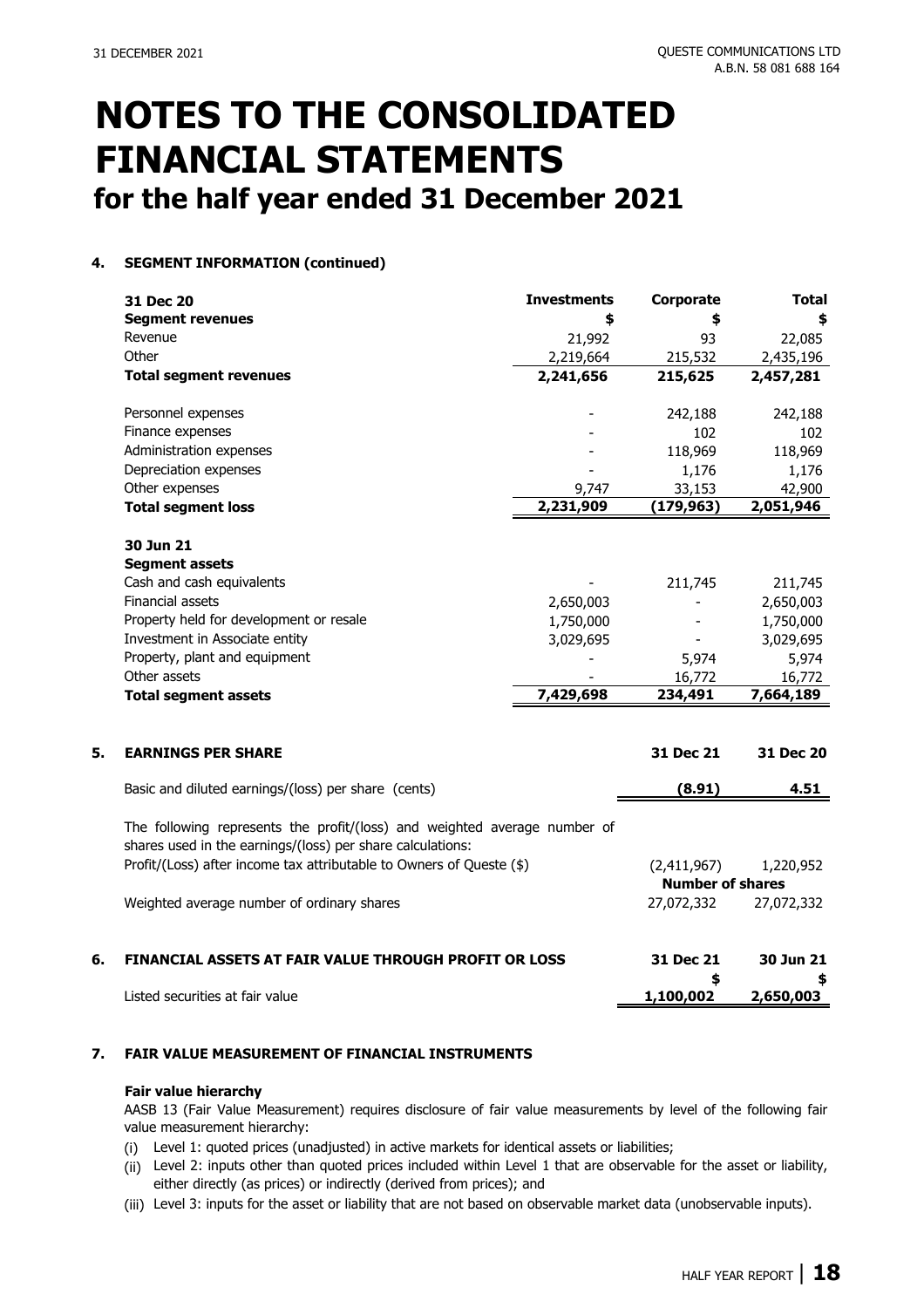# NOTES TO THE CONSOLIDATED FINANCIAL STATEMENTS
## for the half year ended 31 December 2021

### 4. SEGMENT INFORMATION (continued)

| 31 Dec 20 | Investments | Corporate | Total |
|---|---|---|---|
| **Segment revenues** | **$** | **$** | **$** |
| Revenue | 21,992 | 93 | 22,085 |
| Other | 2,219,664 | 215,532 | 2,435,196 |
| **Total segment revenues** | **2,241,656** | **215,625** | **2,457,281** |
| | | | |
| Personnel expenses | - | 242,188 | 242,188 |
| Finance expenses | - | 102 | 102 |
| Administration expenses | - | 118,969 | 118,969 |
| Depreciation expenses | - | 1,176 | 1,176 |
| Other expenses | 9,747 | 33,153 | 42,900 |
| **Total segment loss** | **2,231,909** | **(179,963)** | **2,051,946** |
| | | | |
| **30 Jun 21** | | | |
| **Segment assets** | | | |
| Cash and cash equivalents | - | 211,745 | 211,745 |
| Financial assets | 2,650,003 | - | 2,650,003 |
| Property held for development or resale | 1,750,000 | - | 1,750,000 |
| Investment in Associate entity | 3,029,695 | - | 3,029,695 |
| Property, plant and equipment | - | 5,974 | 5,974 |
| Other assets | - | 16,772 | 16,772 |
| **Total segment assets** | **7,429,698** | **234,491** | **7,664,189** |

### 5. EARNINGS PER SHARE

| | 31 Dec 21 | 31 Dec 20 |
|---|---|---|
| Basic and diluted earnings/(loss) per share (cents) | **(8.91)** | **4.51** |

The following represents the profit/(loss) and weighted average number of shares used in the earnings/(loss) per share calculations:

| | | |
|---|---|---|
| Profit/(Loss) after income tax attributable to Owners of Queste ($) | (2,411,967) | 1,220,952 |
| | **Number of shares** | |
| Weighted average number of ordinary shares | 27,072,332 | 27,072,332 |

### 6. FINANCIAL ASSETS AT FAIR VALUE THROUGH PROFIT OR LOSS

| | 31 Dec 21 | 30 Jun 21 |
|---|---|---|
| | **$** | **$** |
| Listed securities at fair value | **1,100,002** | **2,650,003** |

### 7. FAIR VALUE MEASUREMENT OF FINANCIAL INSTRUMENTS

**Fair value hierarchy**

AASB 13 (Fair Value Measurement) requires disclosure of fair value measurements by level of the following fair value measurement hierarchy:

(i) Level 1: quoted prices (unadjusted) in active markets for identical assets or liabilities;

(ii) Level 2: inputs other than quoted prices included within Level 1 that are observable for the asset or liability, either directly (as prices) or indirectly (derived from prices); and

(iii) Level 3: inputs for the asset or liability that are not based on observable market data (unobservable inputs).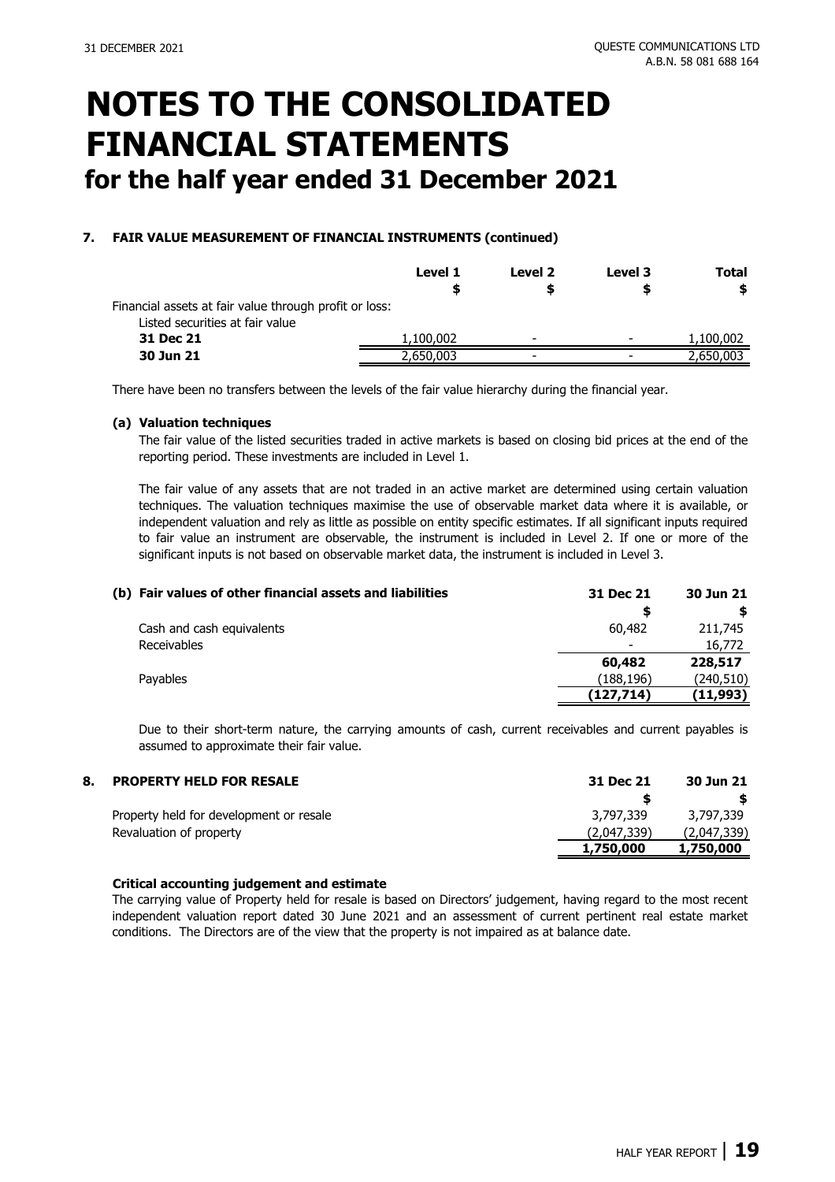# NOTES TO THE CONSOLIDATED FINANCIAL STATEMENTS

## for the half year ended 31 December 2021

### 7. FAIR VALUE MEASUREMENT OF FINANCIAL INSTRUMENTS (continued)

| | Level 1 | Level 2 | Level 3 | Total |
|---|---|---|---|---|
| | $ | $ | $ | $ |
| Financial assets at fair value through profit or loss: | | | | |
| Listed securities at fair value | | | | |
| **31 Dec 21** | 1,100,002 | - | - | 1,100,002 |
| **30 Jun 21** | 2,650,003 | - | - | 2,650,003 |

There have been no transfers between the levels of the fair value hierarchy during the financial year.

#### (a) Valuation techniques

The fair value of the listed securities traded in active markets is based on closing bid prices at the end of the reporting period. These investments are included in Level 1.

The fair value of any assets that are not traded in an active market are determined using certain valuation techniques. The valuation techniques maximise the use of observable market data where it is available, or independent valuation and rely as little as possible on entity specific estimates. If all significant inputs required to fair value an instrument are observable, the instrument is included in Level 2. If one or more of the significant inputs is not based on observable market data, the instrument is included in Level 3.

#### (b) Fair values of other financial assets and liabilities

| | 31 Dec 21 | 30 Jun 21 |
|---|---|---|
| | $ | $ |
| Cash and cash equivalents | 60,482 | 211,745 |
| Receivables | - | 16,772 |
| | **60,482** | **228,517** |
| Payables | (188,196) | (240,510) |
| | **(127,714)** | **(11,993)** |

Due to their short-term nature, the carrying amounts of cash, current receivables and current payables is assumed to approximate their fair value.

### 8. PROPERTY HELD FOR RESALE

| | 31 Dec 21 | 30 Jun 21 |
|---|---|---|
| | $ | $ |
| Property held for development or resale | 3,797,339 | 3,797,339 |
| Revaluation of property | (2,047,339) | (2,047,339) |
| | **1,750,000** | **1,750,000** |

#### Critical accounting judgement and estimate

The carrying value of Property held for resale is based on Directors' judgement, having regard to the most recent independent valuation report dated 30 June 2021 and an assessment of current pertinent real estate market conditions. The Directors are of the view that the property is not impaired as at balance date.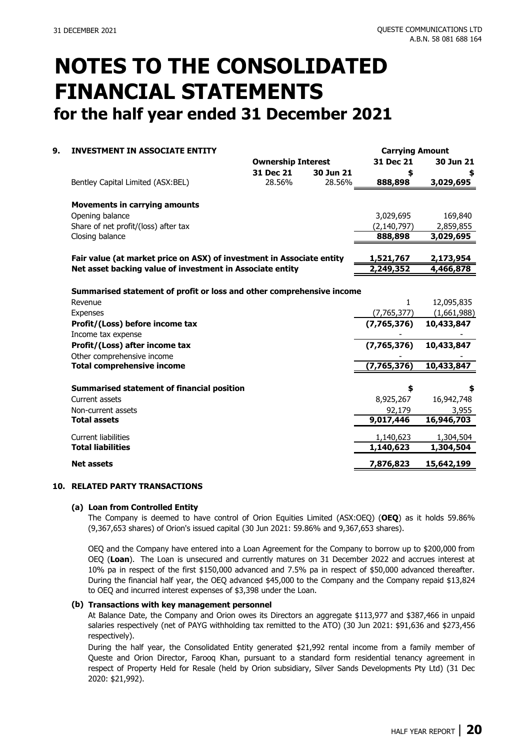# NOTES TO THE CONSOLIDATED FINANCIAL STATEMENTS

## for the half year ended 31 December 2021

### 9. INVESTMENT IN ASSOCIATE ENTITY

| | Ownership Interest | | Carrying Amount | |
|---|---|---|---|---|
| | 31 Dec 21 | 30 Jun 21 | 31 Dec 21 | 30 Jun 21 |
| | | | $ | $ |
| Bentley Capital Limited (ASX:BEL) | 28.56% | 28.56% | **888,898** | **3,029,695** |

| | 31 Dec 21 | 30 Jun 21 |
|---|---|---|
| **Movements in carrying amounts** | | |
| Opening balance | 3,029,695 | 169,840 |
| Share of net profit/(loss) after tax | (2,140,797) | 2,859,855 |
| Closing balance | **888,898** | **3,029,695** |
| | | |
| **Fair value (at market price on ASX) of investment in Associate entity** | **1,521,767** | **2,173,954** |
| **Net asset backing value of investment in Associate entity** | **2,249,352** | **4,466,878** |
| | | |
| **Summarised statement of profit or loss and other comprehensive income** | | |
| Revenue | 1 | 12,095,835 |
| Expenses | (7,765,377) | (1,661,988) |
| **Profit/(Loss) before income tax** | **(7,765,376)** | **10,433,847** |
| Income tax expense | - | - |
| **Profit/(Loss) after income tax** | **(7,765,376)** | **10,433,847** |
| Other comprehensive income | - | - |
| **Total comprehensive income** | **(7,765,376)** | **10,433,847** |
| | | |
| **Summarised statement of financial position** | **$** | **$** |
| Current assets | 8,925,267 | 16,942,748 |
| Non-current assets | 92,179 | 3,955 |
| **Total assets** | **9,017,446** | **16,946,703** |
| | | |
| Current liabilities | 1,140,623 | 1,304,504 |
| **Total liabilities** | **1,140,623** | **1,304,504** |
| | | |
| **Net assets** | **7,876,823** | **15,642,199** |

### 10. RELATED PARTY TRANSACTIONS

**(a) Loan from Controlled Entity**

The Company is deemed to have control of Orion Equities Limited (ASX:OEQ) (**OEQ**) as it holds 59.86% (9,367,653 shares) of Orion's issued capital (30 Jun 2021: 59.86% and 9,367,653 shares).

OEQ and the Company have entered into a Loan Agreement for the Company to borrow up to $200,000 from OEQ (**Loan**). The Loan is unsecured and currently matures on 31 December 2022 and accrues interest at 10% pa in respect of the first $150,000 advanced and 7.5% pa in respect of $50,000 advanced thereafter. During the financial half year, the OEQ advanced $45,000 to the Company and the Company repaid $13,824 to OEQ and incurred interest expenses of $3,398 under the Loan.

**(b) Transactions with key management personnel**

At Balance Date, the Company and Orion owes its Directors an aggregate $113,977 and $387,466 in unpaid salaries respectively (net of PAYG withholding tax remitted to the ATO) (30 Jun 2021: $91,636 and $273,456 respectively).

During the half year, the Consolidated Entity generated $21,992 rental income from a family member of Queste and Orion Director, Farooq Khan, pursuant to a standard form residential tenancy agreement in respect of Property Held for Resale (held by Orion subsidiary, Silver Sands Developments Pty Ltd) (31 Dec 2020: $21,992).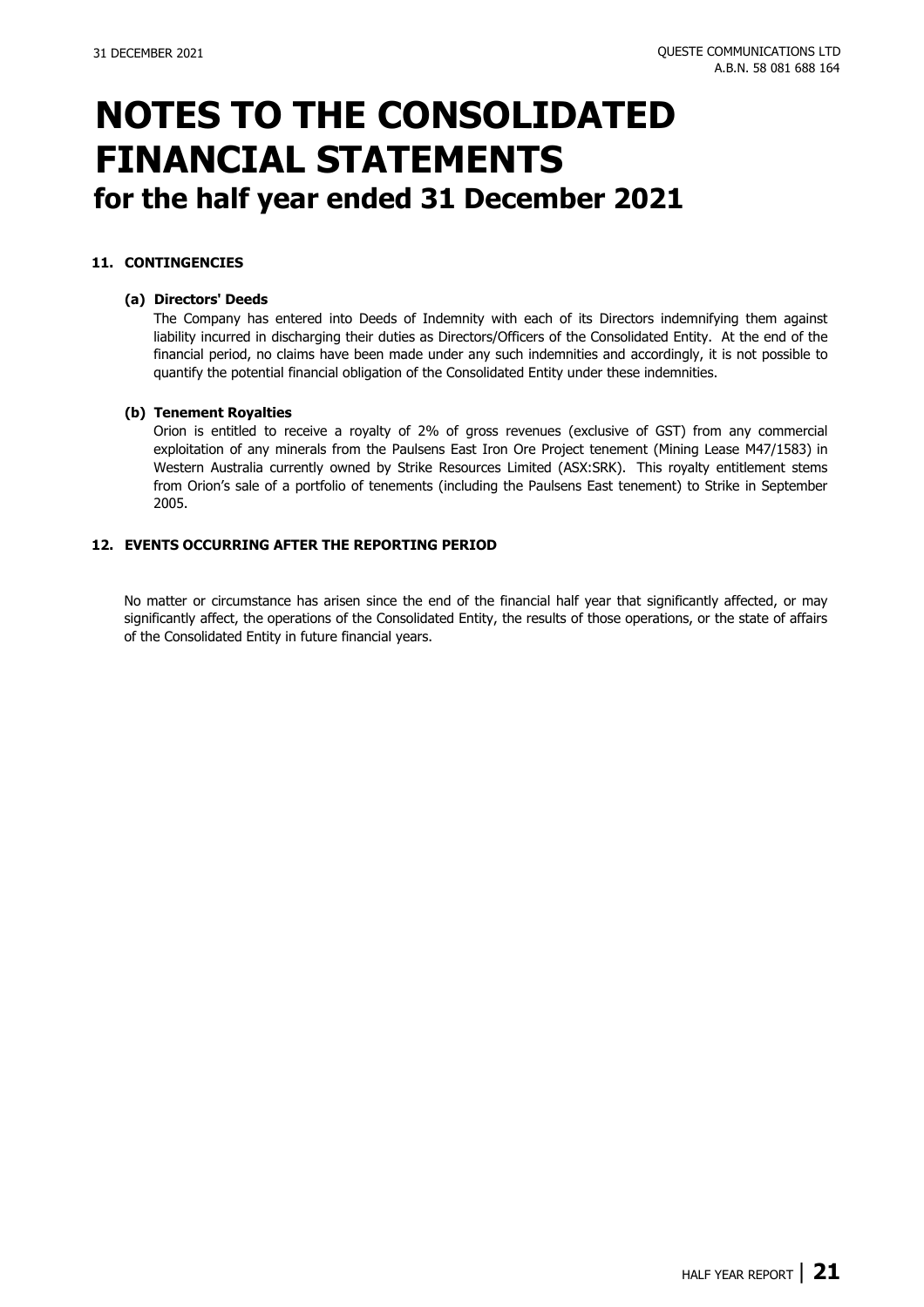# NOTES TO THE CONSOLIDATED FINANCIAL STATEMENTS
## for the half year ended 31 December 2021

### 11. CONTINGENCIES

#### (a) Directors' Deeds

The Company has entered into Deeds of Indemnity with each of its Directors indemnifying them against liability incurred in discharging their duties as Directors/Officers of the Consolidated Entity. At the end of the financial period, no claims have been made under any such indemnities and accordingly, it is not possible to quantify the potential financial obligation of the Consolidated Entity under these indemnities.

#### (b) Tenement Royalties

Orion is entitled to receive a royalty of 2% of gross revenues (exclusive of GST) from any commercial exploitation of any minerals from the Paulsens East Iron Ore Project tenement (Mining Lease M47/1583) in Western Australia currently owned by Strike Resources Limited (ASX:SRK). This royalty entitlement stems from Orion's sale of a portfolio of tenements (including the Paulsens East tenement) to Strike in September 2005.

### 12. EVENTS OCCURRING AFTER THE REPORTING PERIOD

No matter or circumstance has arisen since the end of the financial half year that significantly affected, or may significantly affect, the operations of the Consolidated Entity, the results of those operations, or the state of affairs of the Consolidated Entity in future financial years.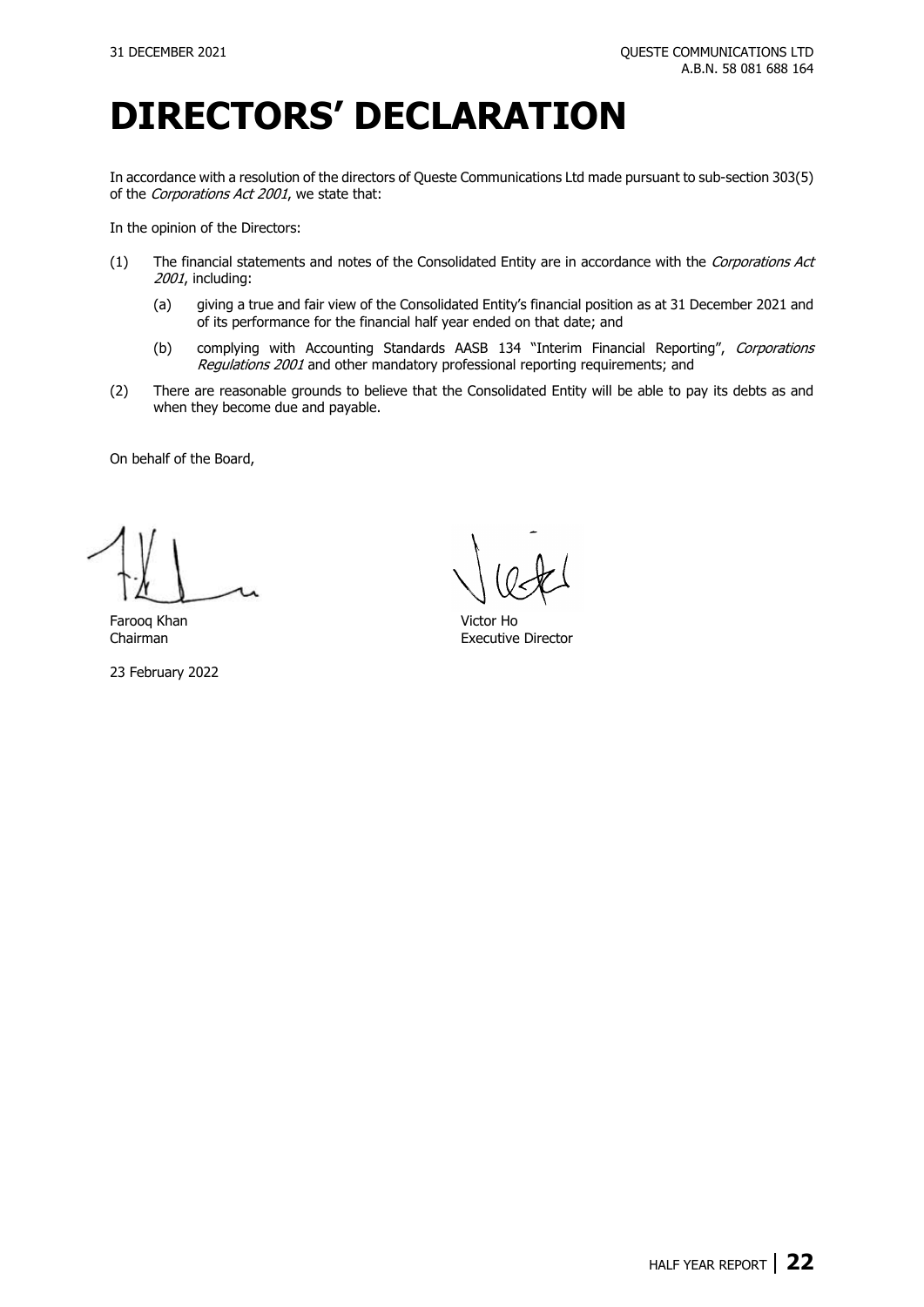# DIRECTORS' DECLARATION

In accordance with a resolution of the directors of Queste Communications Ltd made pursuant to sub-section 303(5) of the *Corporations Act 2001*, we state that:

In the opinion of the Directors:

(1) The financial statements and notes of the Consolidated Entity are in accordance with the *Corporations Act 2001*, including:

   (a) giving a true and fair view of the Consolidated Entity's financial position as at 31 December 2021 and of its performance for the financial half year ended on that date; and

   (b) complying with Accounting Standards AASB 134 "Interim Financial Reporting", *Corporations Regulations 2001* and other mandatory professional reporting requirements; and

(2) There are reasonable grounds to believe that the Consolidated Entity will be able to pay its debts as and when they become due and payable.

On behalf of the Board,

Farooq Khan
Chairman

Victor Ho
Executive Director

23 February 2022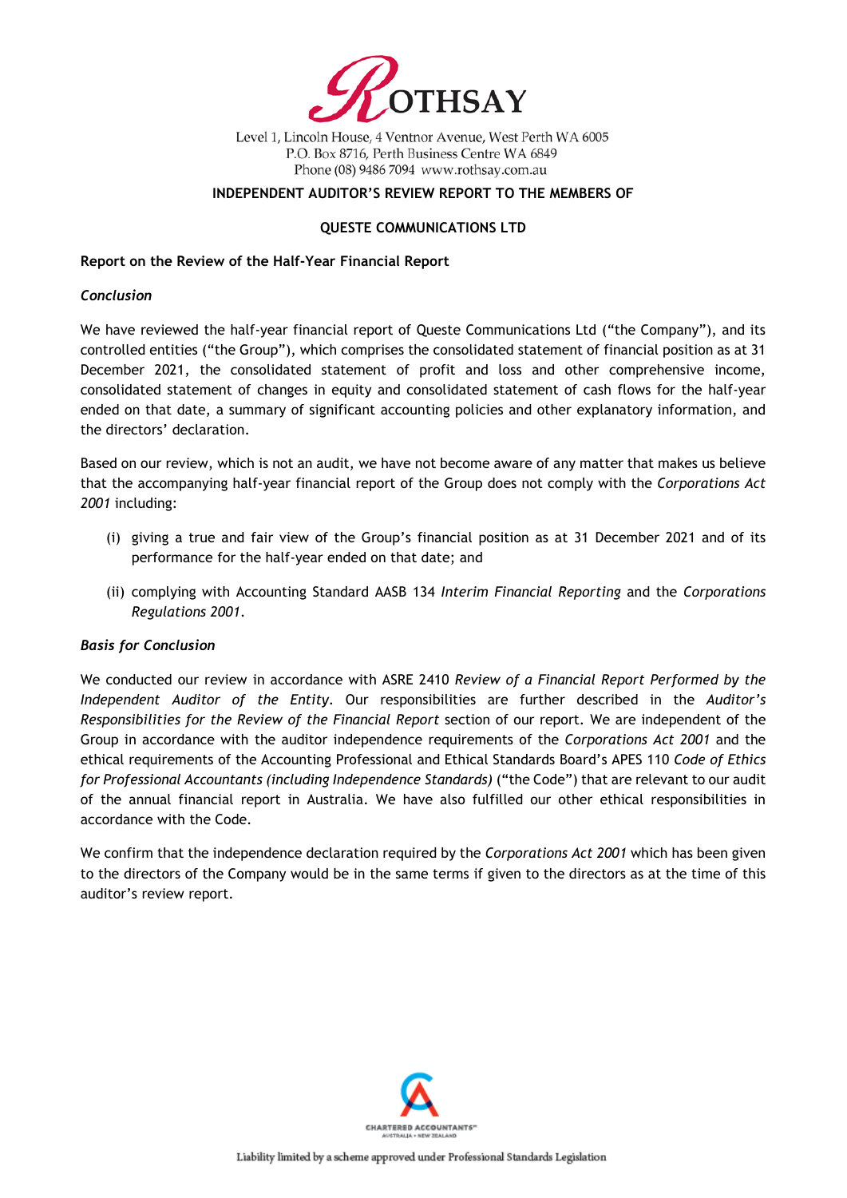ROTHSAY

Level 1, Lincoln House, 4 Ventnor Avenue, West Perth WA 6005
P.O. Box 8716, Perth Business Centre WA 6849
Phone (08) 9486 7094 www.rothsay.com.au

**INDEPENDENT AUDITOR'S REVIEW REPORT TO THE MEMBERS OF**

**QUESTE COMMUNICATIONS LTD**

**Report on the Review of the Half-Year Financial Report**

***Conclusion***

We have reviewed the half-year financial report of Queste Communications Ltd ("the Company"), and its controlled entities ("the Group"), which comprises the consolidated statement of financial position as at 31 December 2021, the consolidated statement of profit and loss and other comprehensive income, consolidated statement of changes in equity and consolidated statement of cash flows for the half-year ended on that date, a summary of significant accounting policies and other explanatory information, and the directors' declaration.

Based on our review, which is not an audit, we have not become aware of any matter that makes us believe that the accompanying half-year financial report of the Group does not comply with the *Corporations Act 2001* including:

(i) giving a true and fair view of the Group's financial position as at 31 December 2021 and of its performance for the half-year ended on that date; and

(ii) complying with Accounting Standard AASB 134 *Interim Financial Reporting* and the *Corporations Regulations 2001*.

***Basis for Conclusion***

We conducted our review in accordance with ASRE 2410 *Review of a Financial Report Performed by the Independent Auditor of the Entity*. Our responsibilities are further described in the *Auditor's Responsibilities for the Review of the Financial Report* section of our report. We are independent of the Group in accordance with the auditor independence requirements of the *Corporations Act 2001* and the ethical requirements of the Accounting Professional and Ethical Standards Board's APES 110 *Code of Ethics for Professional Accountants (including Independence Standards)* ("the Code") that are relevant to our audit of the annual financial report in Australia. We have also fulfilled our other ethical responsibilities in accordance with the Code.

We confirm that the independence declaration required by the *Corporations Act 2001* which has been given to the directors of the Company would be in the same terms if given to the directors as at the time of this auditor's review report.

CHARTERED ACCOUNTANTS AUSTRALIA + NEW ZEALAND

Liability limited by a scheme approved under Professional Standards Legislation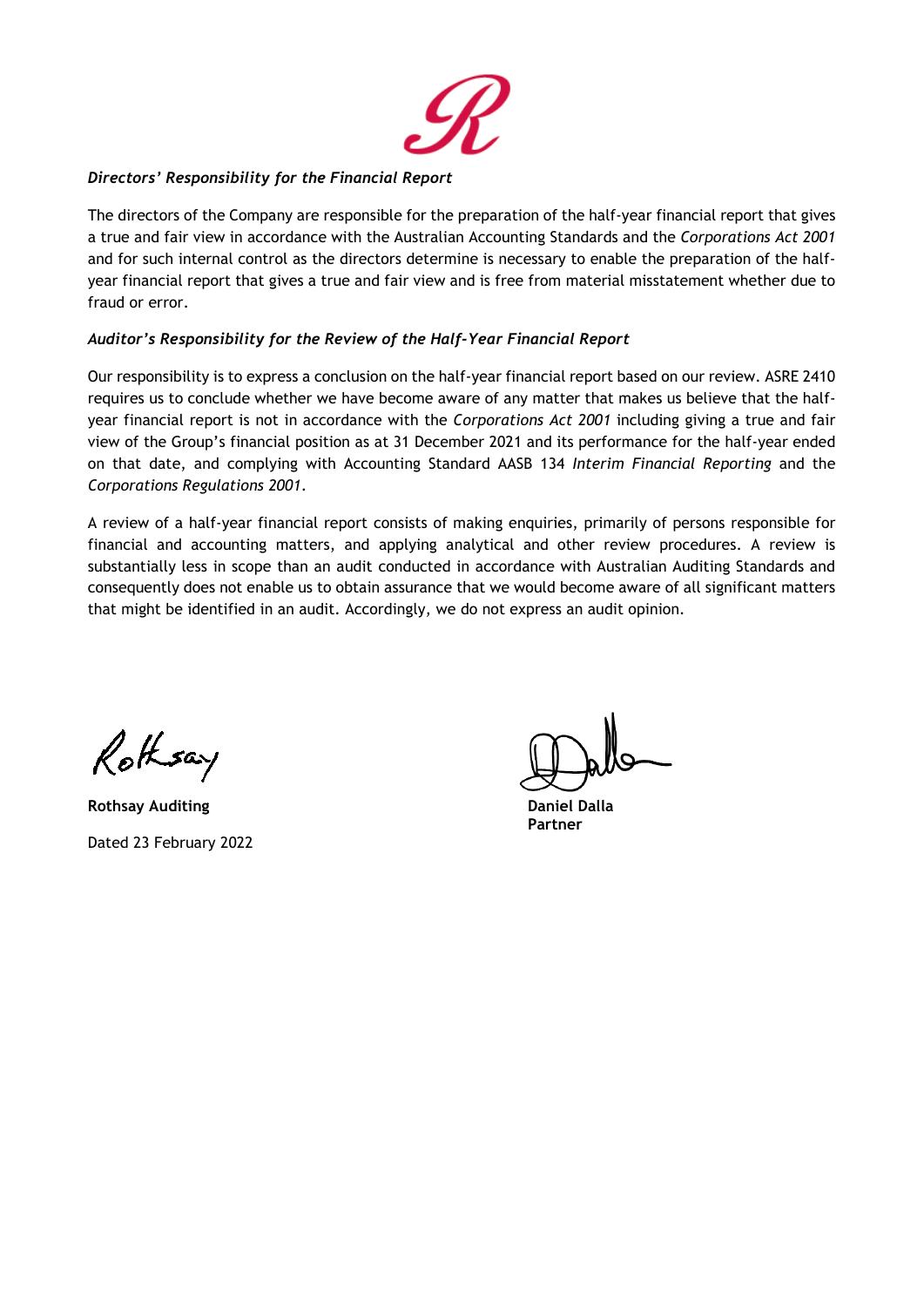***Directors' Responsibility for the Financial Report***

The directors of the Company are responsible for the preparation of the half-year financial report that gives a true and fair view in accordance with the Australian Accounting Standards and the *Corporations Act 2001* and for such internal control as the directors determine is necessary to enable the preparation of the half-year financial report that gives a true and fair view and is free from material misstatement whether due to fraud or error.

***Auditor's Responsibility for the Review of the Half-Year Financial Report***

Our responsibility is to express a conclusion on the half-year financial report based on our review. ASRE 2410 requires us to conclude whether we have become aware of any matter that makes us believe that the half-year financial report is not in accordance with the *Corporations Act 2001* including giving a true and fair view of the Group's financial position as at 31 December 2021 and its performance for the half-year ended on that date, and complying with Accounting Standard AASB 134 *Interim Financial Reporting* and the *Corporations Regulations 2001*.

A review of a half-year financial report consists of making enquiries, primarily of persons responsible for financial and accounting matters, and applying analytical and other review procedures. A review is substantially less in scope than an audit conducted in accordance with Australian Auditing Standards and consequently does not enable us to obtain assurance that we would become aware of all significant matters that might be identified in an audit. Accordingly, we do not express an audit opinion.

**Rothsay Auditing**

Dated 23 February 2022

**Daniel Dalla**
**Partner**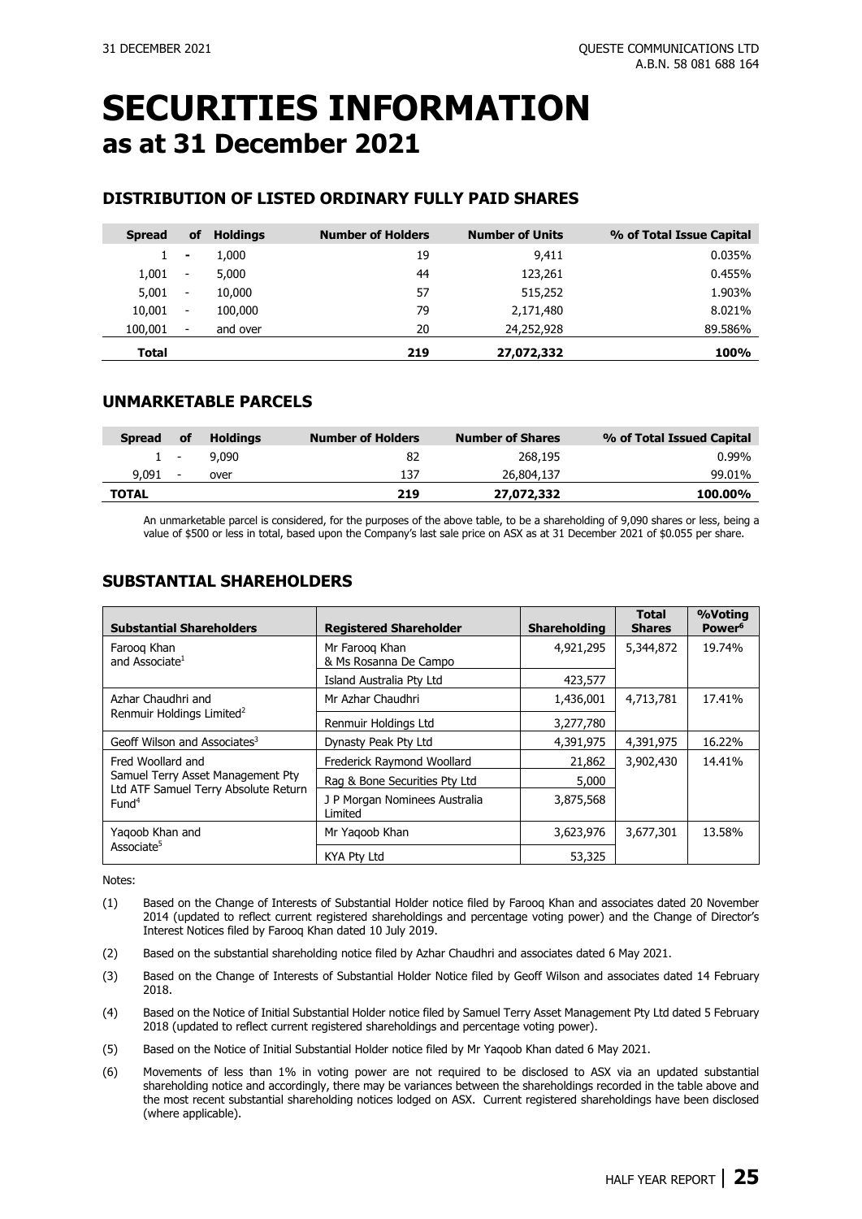# SECURITIES INFORMATION
## as at 31 December 2021

### DISTRIBUTION OF LISTED ORDINARY FULLY PAID SHARES

| Spread | of | Holdings | Number of Holders | Number of Units | % of Total Issue Capital |
|---|---|---|---|---|---|
| 1 | - | 1,000 | 19 | 9,411 | 0.035% |
| 1,001 | - | 5,000 | 44 | 123,261 | 0.455% |
| 5,001 | - | 10,000 | 57 | 515,252 | 1.903% |
| 10,001 | - | 100,000 | 79 | 2,171,480 | 8.021% |
| 100,001 | - | and over | 20 | 24,252,928 | 89.586% |
| **Total** | | | **219** | **27,072,332** | **100%** |

### UNMARKETABLE PARCELS

| Spread | of | Holdings | Number of Holders | Number of Shares | % of Total Issued Capital |
|---|---|---|---|---|---|
| 1 | - | 9,090 | 82 | 268,195 | 0.99% |
| 9,091 | - | over | 137 | 26,804,137 | 99.01% |
| **TOTAL** | | | **219** | **27,072,332** | **100.00%** |

An unmarketable parcel is considered, for the purposes of the above table, to be a shareholding of 9,090 shares or less, being a value of $500 or less in total, based upon the Company's last sale price on ASX as at 31 December 2021 of $0.055 per share.

### SUBSTANTIAL SHAREHOLDERS

| Substantial Shareholders | Registered Shareholder | Shareholding | Total Shares | %Voting Power[6] |
|---|---|---|---|---|
| Farooq Khan and Associate[1] | Mr Farooq Khan & Ms Rosanna De Campo | 4,921,295 | 5,344,872 | 19.74% |
| | Island Australia Pty Ltd | 423,577 | | |
| Azhar Chaudhri and Renmuir Holdings Limited[2] | Mr Azhar Chaudhri | 1,436,001 | 4,713,781 | 17.41% |
| | Renmuir Holdings Ltd | 3,277,780 | | |
| Geoff Wilson and Associates[3] | Dynasty Peak Pty Ltd | 4,391,975 | 4,391,975 | 16.22% |
| Fred Woollard and Samuel Terry Asset Management Pty Ltd ATF Samuel Terry Absolute Return Fund[4] | Frederick Raymond Woollard | 21,862 | 3,902,430 | 14.41% |
| | Rag & Bone Securities Pty Ltd | 5,000 | | |
| | J P Morgan Nominees Australia Limited | 3,875,568 | | |
| Yaqoob Khan and Associate[5] | Mr Yaqoob Khan | 3,623,976 | 3,677,301 | 13.58% |
| | KYA Pty Ltd | 53,325 | | |

Notes:

(1) Based on the Change of Interests of Substantial Holder notice filed by Farooq Khan and associates dated 20 November 2014 (updated to reflect current registered shareholdings and percentage voting power) and the Change of Director's Interest Notices filed by Farooq Khan dated 10 July 2019.

(2) Based on the substantial shareholding notice filed by Azhar Chaudhri and associates dated 6 May 2021.

(3) Based on the Change of Interests of Substantial Holder Notice filed by Geoff Wilson and associates dated 14 February 2018.

(4) Based on the Notice of Initial Substantial Holder notice filed by Samuel Terry Asset Management Pty Ltd dated 5 February 2018 (updated to reflect current registered shareholdings and percentage voting power).

(5) Based on the Notice of Initial Substantial Holder notice filed by Mr Yaqoob Khan dated 6 May 2021.

(6) Movements of less than 1% in voting power are not required to be disclosed to ASX via an updated substantial shareholding notice and accordingly, there may be variances between the shareholdings recorded in the table above and the most recent substantial shareholding notices lodged on ASX. Current registered shareholdings have been disclosed (where applicable).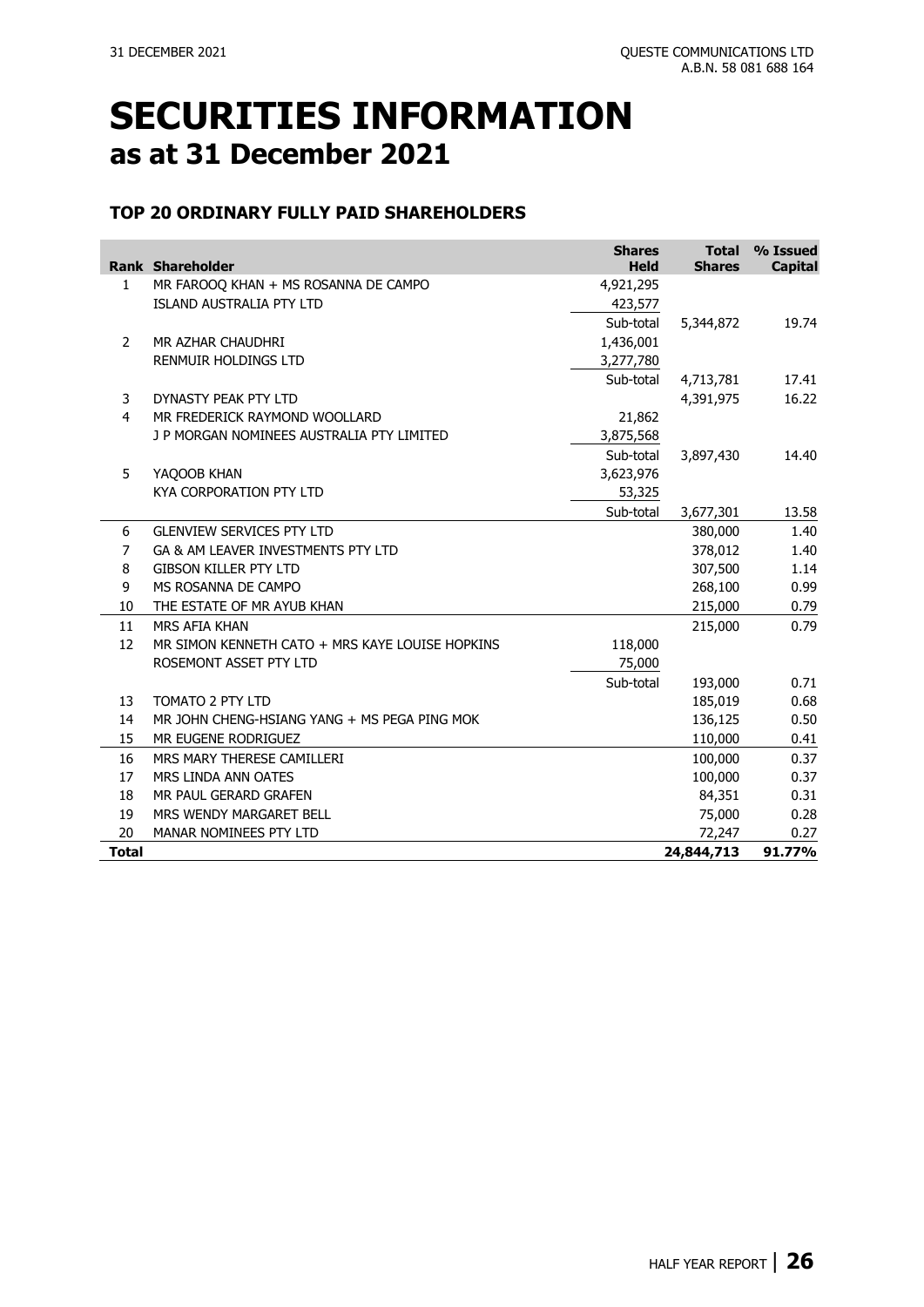# SECURITIES INFORMATION
## as at 31 December 2021

### TOP 20 ORDINARY FULLY PAID SHAREHOLDERS

| Rank | Shareholder | Shares Held | Total Shares | % Issued Capital |
|---|---|---|---|---|
| 1 | MR FAROOQ KHAN + MS ROSANNA DE CAMPO | 4,921,295 | | |
| | ISLAND AUSTRALIA PTY LTD | 423,577 | | |
| | | Sub-total | 5,344,872 | 19.74 |
| 2 | MR AZHAR CHAUDHRI | 1,436,001 | | |
| | RENMUIR HOLDINGS LTD | 3,277,780 | | |
| | | Sub-total | 4,713,781 | 17.41 |
| 3 | DYNASTY PEAK PTY LTD | | 4,391,975 | 16.22 |
| 4 | MR FREDERICK RAYMOND WOOLLARD | 21,862 | | |
| | J P MORGAN NOMINEES AUSTRALIA PTY LIMITED | 3,875,568 | | |
| | | Sub-total | 3,897,430 | 14.40 |
| 5 | YAQOOB KHAN | 3,623,976 | | |
| | KYA CORPORATION PTY LTD | 53,325 | | |
| | | Sub-total | 3,677,301 | 13.58 |
| 6 | GLENVIEW SERVICES PTY LTD | | 380,000 | 1.40 |
| 7 | GA & AM LEAVER INVESTMENTS PTY LTD | | 378,012 | 1.40 |
| 8 | GIBSON KILLER PTY LTD | | 307,500 | 1.14 |
| 9 | MS ROSANNA DE CAMPO | | 268,100 | 0.99 |
| 10 | THE ESTATE OF MR AYUB KHAN | | 215,000 | 0.79 |
| 11 | MRS AFIA KHAN | | 215,000 | 0.79 |
| 12 | MR SIMON KENNETH CATO + MRS KAYE LOUISE HOPKINS | 118,000 | | |
| | ROSEMONT ASSET PTY LTD | 75,000 | | |
| | | Sub-total | 193,000 | 0.71 |
| 13 | TOMATO 2 PTY LTD | | 185,019 | 0.68 |
| 14 | MR JOHN CHENG-HSIANG YANG + MS PEGA PING MOK | | 136,125 | 0.50 |
| 15 | MR EUGENE RODRIGUEZ | | 110,000 | 0.41 |
| 16 | MRS MARY THERESE CAMILLERI | | 100,000 | 0.37 |
| 17 | MRS LINDA ANN OATES | | 100,000 | 0.37 |
| 18 | MR PAUL GERARD GRAFEN | | 84,351 | 0.31 |
| 19 | MRS WENDY MARGARET BELL | | 75,000 | 0.28 |
| 20 | MANAR NOMINEES PTY LTD | | 72,247 | 0.27 |
| **Total** | | | **24,844,713** | **91.77%** |